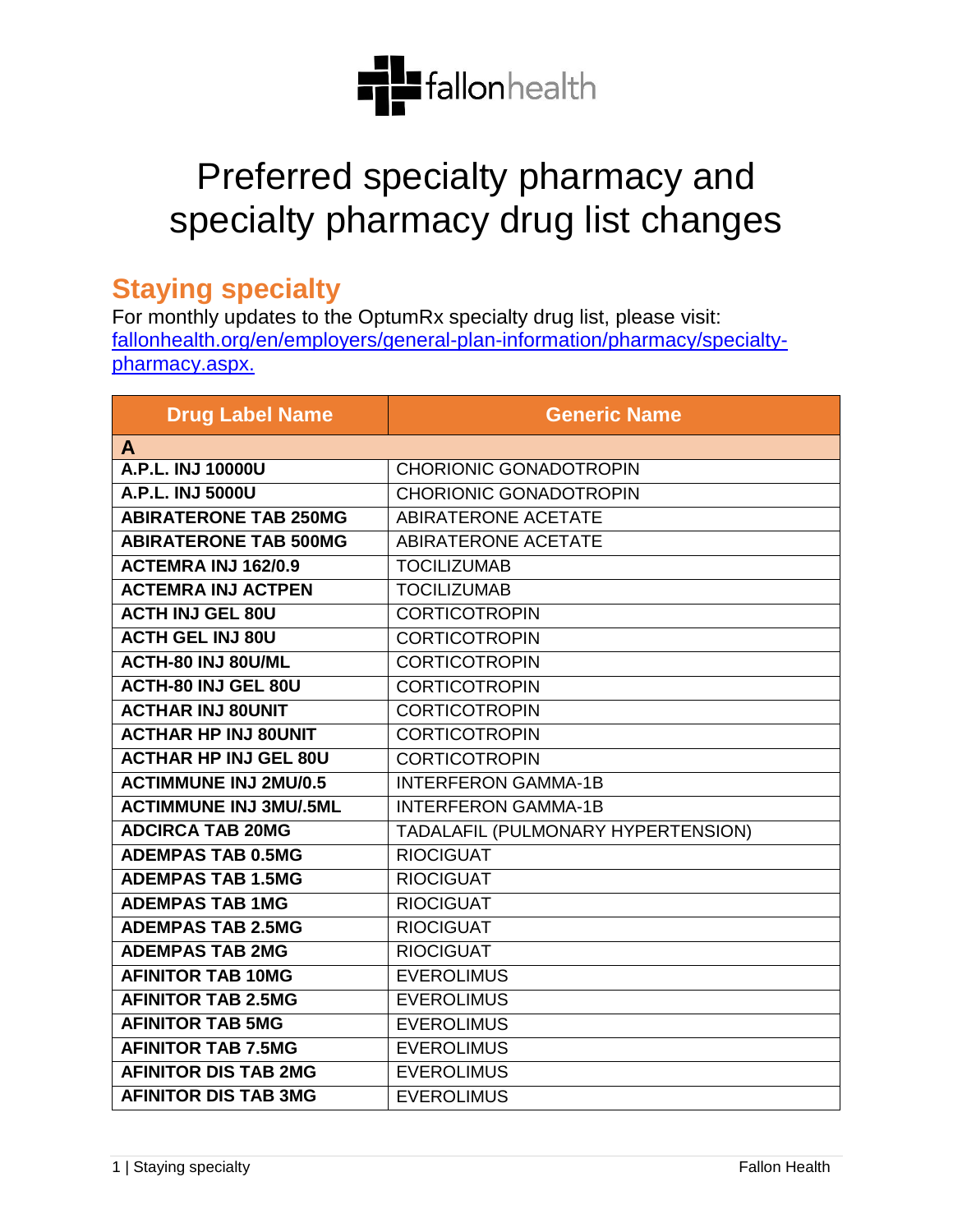# Preferred specialty pharmacy and specialty pharmacy drug list changes

## Staying specialty

For monthly updates to the OptumRx specialty drug list, please visit: [fallonhealth.org/en/employers/general-plan-information/pharmacy/specialty-pharmacy.aspx.](fallonhealth.org/en/employers/general-plan-information/pharmacy/specialty-pharmacy.aspx)

| Drug Label Name | Generic Name |
|---|---|
| **A** | |
| **A.P.L. INJ 10000U** | CHORIONIC GONADOTROPIN |
| **A.P.L. INJ 5000U** | CHORIONIC GONADOTROPIN |
| **ABIRATERONE TAB 250MG** | ABIRATERONE ACETATE |
| **ABIRATERONE TAB 500MG** | ABIRATERONE ACETATE |
| **ACTEMRA INJ 162/0.9** | TOCILIZUMAB |
| **ACTEMRA INJ ACTPEN** | TOCILIZUMAB |
| **ACTH INJ GEL 80U** | CORTICOTROPIN |
| **ACTH GEL INJ 80U** | CORTICOTROPIN |
| **ACTH-80 INJ 80U/ML** | CORTICOTROPIN |
| **ACTH-80 INJ GEL 80U** | CORTICOTROPIN |
| **ACTHAR INJ 80UNIT** | CORTICOTROPIN |
| **ACTHAR HP INJ 80UNIT** | CORTICOTROPIN |
| **ACTHAR HP INJ GEL 80U** | CORTICOTROPIN |
| **ACTIMMUNE INJ 2MU/0.5** | INTERFERON GAMMA-1B |
| **ACTIMMUNE INJ 3MU/.5ML** | INTERFERON GAMMA-1B |
| **ADCIRCA TAB 20MG** | TADALAFIL (PULMONARY HYPERTENSION) |
| **ADEMPAS TAB 0.5MG** | RIOCIGUAT |
| **ADEMPAS TAB 1.5MG** | RIOCIGUAT |
| **ADEMPAS TAB 1MG** | RIOCIGUAT |
| **ADEMPAS TAB 2.5MG** | RIOCIGUAT |
| **ADEMPAS TAB 2MG** | RIOCIGUAT |
| **AFINITOR TAB 10MG** | EVEROLIMUS |
| **AFINITOR TAB 2.5MG** | EVEROLIMUS |
| **AFINITOR TAB 5MG** | EVEROLIMUS |
| **AFINITOR TAB 7.5MG** | EVEROLIMUS |
| **AFINITOR DIS TAB 2MG** | EVEROLIMUS |
| **AFINITOR DIS TAB 3MG** | EVEROLIMUS |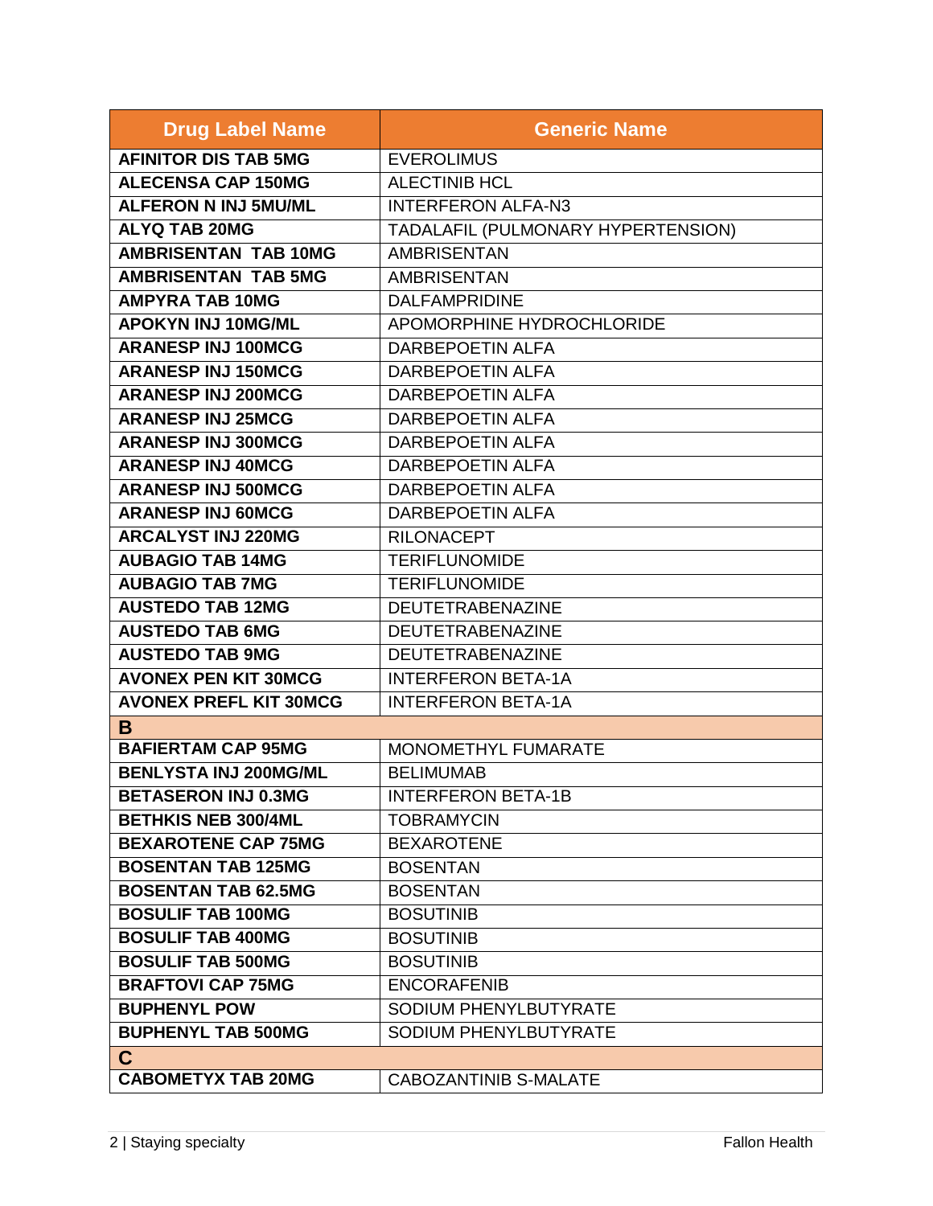| Drug Label Name | Generic Name |
|---|---|
| **AFINITOR DIS TAB 5MG** | EVEROLIMUS |
| **ALECENSA CAP 150MG** | ALECTINIB HCL |
| **ALFERON N INJ 5MU/ML** | INTERFERON ALFA-N3 |
| **ALYQ TAB 20MG** | TADALAFIL (PULMONARY HYPERTENSION) |
| **AMBRISENTAN TAB 10MG** | AMBRISENTAN |
| **AMBRISENTAN TAB 5MG** | AMBRISENTAN |
| **AMPYRA TAB 10MG** | DALFAMPRIDINE |
| **APOKYN INJ 10MG/ML** | APOMORPHINE HYDROCHLORIDE |
| **ARANESP INJ 100MCG** | DARBEPOETIN ALFA |
| **ARANESP INJ 150MCG** | DARBEPOETIN ALFA |
| **ARANESP INJ 200MCG** | DARBEPOETIN ALFA |
| **ARANESP INJ 25MCG** | DARBEPOETIN ALFA |
| **ARANESP INJ 300MCG** | DARBEPOETIN ALFA |
| **ARANESP INJ 40MCG** | DARBEPOETIN ALFA |
| **ARANESP INJ 500MCG** | DARBEPOETIN ALFA |
| **ARANESP INJ 60MCG** | DARBEPOETIN ALFA |
| **ARCALYST INJ 220MG** | RILONACEPT |
| **AUBAGIO TAB 14MG** | TERIFLUNOMIDE |
| **AUBAGIO TAB 7MG** | TERIFLUNOMIDE |
| **AUSTEDO TAB 12MG** | DEUTETRABENAZINE |
| **AUSTEDO TAB 6MG** | DEUTETRABENAZINE |
| **AUSTEDO TAB 9MG** | DEUTETRABENAZINE |
| **AVONEX PEN KIT 30MCG** | INTERFERON BETA-1A |
| **AVONEX PREFL KIT 30MCG** | INTERFERON BETA-1A |
| **B** | |
| **BAFIERTAM CAP 95MG** | MONOMETHYL FUMARATE |
| **BENLYSTA INJ 200MG/ML** | BELIMUMAB |
| **BETASERON INJ 0.3MG** | INTERFERON BETA-1B |
| **BETHKIS NEB 300/4ML** | TOBRAMYCIN |
| **BEXAROTENE CAP 75MG** | BEXAROTENE |
| **BOSENTAN TAB 125MG** | BOSENTAN |
| **BOSENTAN TAB 62.5MG** | BOSENTAN |
| **BOSULIF TAB 100MG** | BOSUTINIB |
| **BOSULIF TAB 400MG** | BOSUTINIB |
| **BOSULIF TAB 500MG** | BOSUTINIB |
| **BRAFTOVI CAP 75MG** | ENCORAFENIB |
| **BUPHENYL POW** | SODIUM PHENYLBUTYRATE |
| **BUPHENYL TAB 500MG** | SODIUM PHENYLBUTYRATE |
| **C** | |
| **CABOMETYX TAB 20MG** | CABOZANTINIB S-MALATE |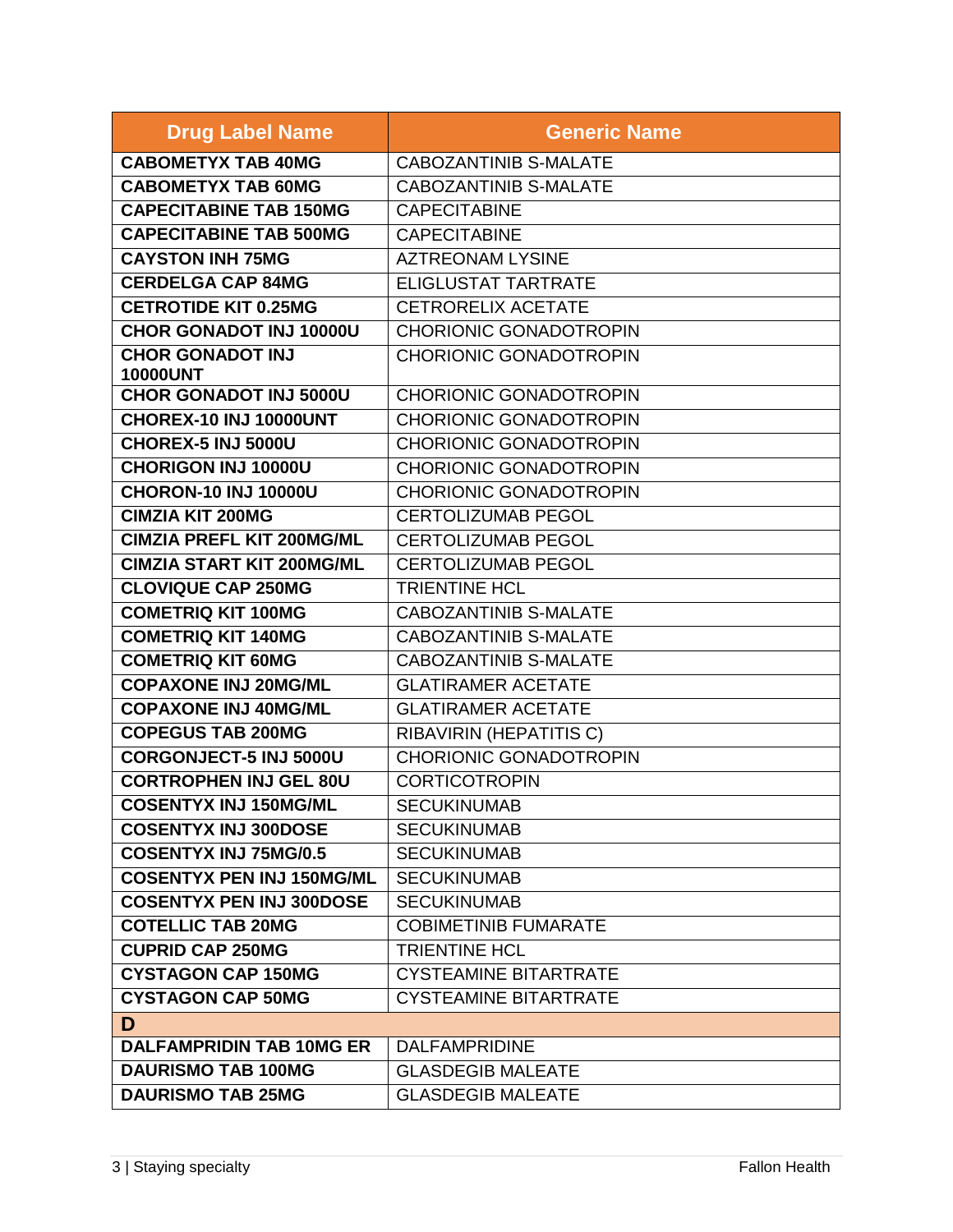| Drug Label Name | Generic Name |
| --- | --- |
| **CABOMETYX TAB 40MG** | CABOZANTINIB S-MALATE |
| **CABOMETYX TAB 60MG** | CABOZANTINIB S-MALATE |
| **CAPECITABINE TAB 150MG** | CAPECITABINE |
| **CAPECITABINE TAB 500MG** | CAPECITABINE |
| **CAYSTON INH 75MG** | AZTREONAM LYSINE |
| **CERDELGA CAP 84MG** | ELIGLUSTAT TARTRATE |
| **CETROTIDE KIT 0.25MG** | CETRORELIX ACETATE |
| **CHOR GONADOT INJ 10000U** | CHORIONIC GONADOTROPIN |
| **CHOR GONADOT INJ 10000UNT** | CHORIONIC GONADOTROPIN |
| **CHOR GONADOT INJ 5000U** | CHORIONIC GONADOTROPIN |
| **CHOREX-10 INJ 10000UNT** | CHORIONIC GONADOTROPIN |
| **CHOREX-5 INJ 5000U** | CHORIONIC GONADOTROPIN |
| **CHORIGON INJ 10000U** | CHORIONIC GONADOTROPIN |
| **CHORON-10 INJ 10000U** | CHORIONIC GONADOTROPIN |
| **CIMZIA KIT 200MG** | CERTOLIZUMAB PEGOL |
| **CIMZIA PREFL KIT 200MG/ML** | CERTOLIZUMAB PEGOL |
| **CIMZIA START KIT 200MG/ML** | CERTOLIZUMAB PEGOL |
| **CLOVIQUE CAP 250MG** | TRIENTINE HCL |
| **COMETRIQ KIT 100MG** | CABOZANTINIB S-MALATE |
| **COMETRIQ KIT 140MG** | CABOZANTINIB S-MALATE |
| **COMETRIQ KIT 60MG** | CABOZANTINIB S-MALATE |
| **COPAXONE INJ 20MG/ML** | GLATIRAMER ACETATE |
| **COPAXONE INJ 40MG/ML** | GLATIRAMER ACETATE |
| **COPEGUS TAB 200MG** | RIBAVIRIN (HEPATITIS C) |
| **CORGONJECT-5 INJ 5000U** | CHORIONIC GONADOTROPIN |
| **CORTROPHEN INJ GEL 80U** | CORTICOTROPIN |
| **COSENTYX INJ 150MG/ML** | SECUKINUMAB |
| **COSENTYX INJ 300DOSE** | SECUKINUMAB |
| **COSENTYX INJ 75MG/0.5** | SECUKINUMAB |
| **COSENTYX PEN INJ 150MG/ML** | SECUKINUMAB |
| **COSENTYX PEN INJ 300DOSE** | SECUKINUMAB |
| **COTELLIC TAB 20MG** | COBIMETINIB FUMARATE |
| **CUPRID CAP 250MG** | TRIENTINE HCL |
| **CYSTAGON CAP 150MG** | CYSTEAMINE BITARTRATE |
| **CYSTAGON CAP 50MG** | CYSTEAMINE BITARTRATE |
| **D** | |
| **DALFAMPRIDIN TAB 10MG ER** | DALFAMPRIDINE |
| **DAURISMO TAB 100MG** | GLASDEGIB MALEATE |
| **DAURISMO TAB 25MG** | GLASDEGIB MALEATE |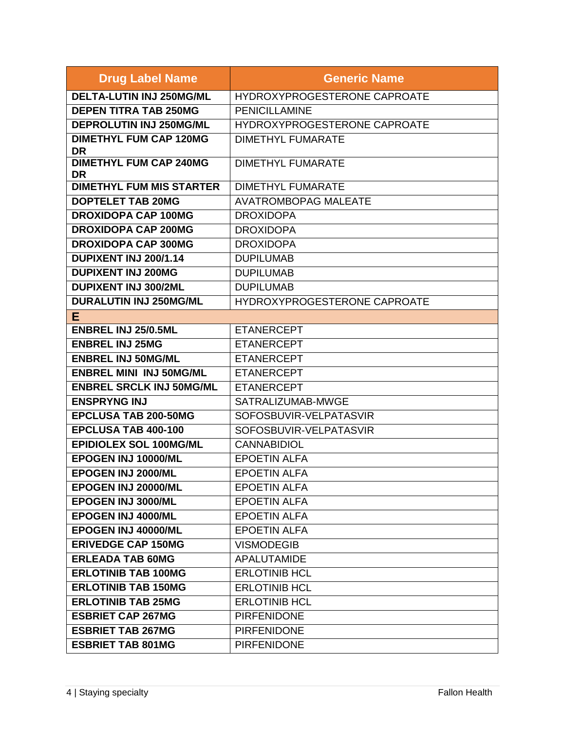| Drug Label Name | Generic Name |
|---|---|
| **DELTA-LUTIN INJ 250MG/ML** | HYDROXYPROGESTERONE CAPROATE |
| **DEPEN TITRA TAB 250MG** | PENICILLAMINE |
| **DEPROLUTIN INJ 250MG/ML** | HYDROXYPROGESTERONE CAPROATE |
| **DIMETHYL FUM CAP 120MG DR** | DIMETHYL FUMARATE |
| **DIMETHYL FUM CAP 240MG DR** | DIMETHYL FUMARATE |
| **DIMETHYL FUM MIS STARTER** | DIMETHYL FUMARATE |
| **DOPTELET TAB 20MG** | AVATROMBOPAG MALEATE |
| **DROXIDOPA CAP 100MG** | DROXIDOPA |
| **DROXIDOPA CAP 200MG** | DROXIDOPA |
| **DROXIDOPA CAP 300MG** | DROXIDOPA |
| **DUPIXENT INJ 200/1.14** | DUPILUMAB |
| **DUPIXENT INJ 200MG** | DUPILUMAB |
| **DUPIXENT INJ 300/2ML** | DUPILUMAB |
| **DURALUTIN INJ 250MG/ML** | HYDROXYPROGESTERONE CAPROATE |
| **E** | |
| **ENBREL INJ 25/0.5ML** | ETANERCEPT |
| **ENBREL INJ 25MG** | ETANERCEPT |
| **ENBREL INJ 50MG/ML** | ETANERCEPT |
| **ENBREL MINI INJ 50MG/ML** | ETANERCEPT |
| **ENBREL SRCLK INJ 50MG/ML** | ETANERCEPT |
| **ENSPRYNG INJ** | SATRALIZUMAB-MWGE |
| **EPCLUSA TAB 200-50MG** | SOFOSBUVIR-VELPATASVIR |
| **EPCLUSA TAB 400-100** | SOFOSBUVIR-VELPATASVIR |
| **EPIDIOLEX SOL 100MG/ML** | CANNABIDIOL |
| **EPOGEN INJ 10000/ML** | EPOETIN ALFA |
| **EPOGEN INJ 2000/ML** | EPOETIN ALFA |
| **EPOGEN INJ 20000/ML** | EPOETIN ALFA |
| **EPOGEN INJ 3000/ML** | EPOETIN ALFA |
| **EPOGEN INJ 4000/ML** | EPOETIN ALFA |
| **EPOGEN INJ 40000/ML** | EPOETIN ALFA |
| **ERIVEDGE CAP 150MG** | VISMODEGIB |
| **ERLEADA TAB 60MG** | APALUTAMIDE |
| **ERLOTINIB TAB 100MG** | ERLOTINIB HCL |
| **ERLOTINIB TAB 150MG** | ERLOTINIB HCL |
| **ERLOTINIB TAB 25MG** | ERLOTINIB HCL |
| **ESBRIET CAP 267MG** | PIRFENIDONE |
| **ESBRIET TAB 267MG** | PIRFENIDONE |
| **ESBRIET TAB 801MG** | PIRFENIDONE |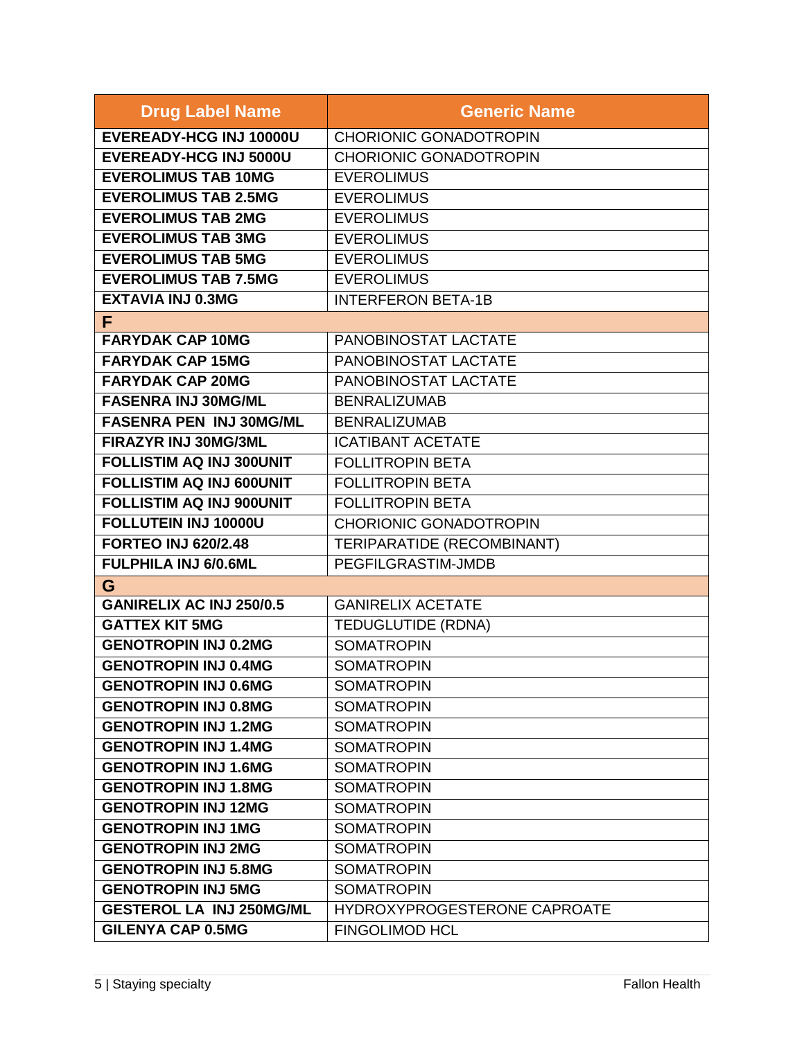| Drug Label Name | Generic Name |
|---|---|
| **EVEREADY-HCG INJ 10000U** | CHORIONIC GONADOTROPIN |
| **EVEREADY-HCG INJ 5000U** | CHORIONIC GONADOTROPIN |
| **EVEROLIMUS TAB 10MG** | EVEROLIMUS |
| **EVEROLIMUS TAB 2.5MG** | EVEROLIMUS |
| **EVEROLIMUS TAB 2MG** | EVEROLIMUS |
| **EVEROLIMUS TAB 3MG** | EVEROLIMUS |
| **EVEROLIMUS TAB 5MG** | EVEROLIMUS |
| **EVEROLIMUS TAB 7.5MG** | EVEROLIMUS |
| **EXTAVIA INJ 0.3MG** | INTERFERON BETA-1B |
| **F** | |
| **FARYDAK CAP 10MG** | PANOBINOSTAT LACTATE |
| **FARYDAK CAP 15MG** | PANOBINOSTAT LACTATE |
| **FARYDAK CAP 20MG** | PANOBINOSTAT LACTATE |
| **FASENRA INJ 30MG/ML** | BENRALIZUMAB |
| **FASENRA PEN INJ 30MG/ML** | BENRALIZUMAB |
| **FIRAZYR INJ 30MG/3ML** | ICATIBANT ACETATE |
| **FOLLISTIM AQ INJ 300UNIT** | FOLLITROPIN BETA |
| **FOLLISTIM AQ INJ 600UNIT** | FOLLITROPIN BETA |
| **FOLLISTIM AQ INJ 900UNIT** | FOLLITROPIN BETA |
| **FOLLUTEIN INJ 10000U** | CHORIONIC GONADOTROPIN |
| **FORTEO INJ 620/2.48** | TERIPARATIDE (RECOMBINANT) |
| **FULPHILA INJ 6/0.6ML** | PEGFILGRASTIM-JMDB |
| **G** | |
| **GANIRELIX AC INJ 250/0.5** | GANIRELIX ACETATE |
| **GATTEX KIT 5MG** | TEDUGLUTIDE (RDNA) |
| **GENOTROPIN INJ 0.2MG** | SOMATROPIN |
| **GENOTROPIN INJ 0.4MG** | SOMATROPIN |
| **GENOTROPIN INJ 0.6MG** | SOMATROPIN |
| **GENOTROPIN INJ 0.8MG** | SOMATROPIN |
| **GENOTROPIN INJ 1.2MG** | SOMATROPIN |
| **GENOTROPIN INJ 1.4MG** | SOMATROPIN |
| **GENOTROPIN INJ 1.6MG** | SOMATROPIN |
| **GENOTROPIN INJ 1.8MG** | SOMATROPIN |
| **GENOTROPIN INJ 12MG** | SOMATROPIN |
| **GENOTROPIN INJ 1MG** | SOMATROPIN |
| **GENOTROPIN INJ 2MG** | SOMATROPIN |
| **GENOTROPIN INJ 5.8MG** | SOMATROPIN |
| **GENOTROPIN INJ 5MG** | SOMATROPIN |
| **GESTEROL LA INJ 250MG/ML** | HYDROXYPROGESTERONE CAPROATE |
| **GILENYA CAP 0.5MG** | FINGOLIMOD HCL |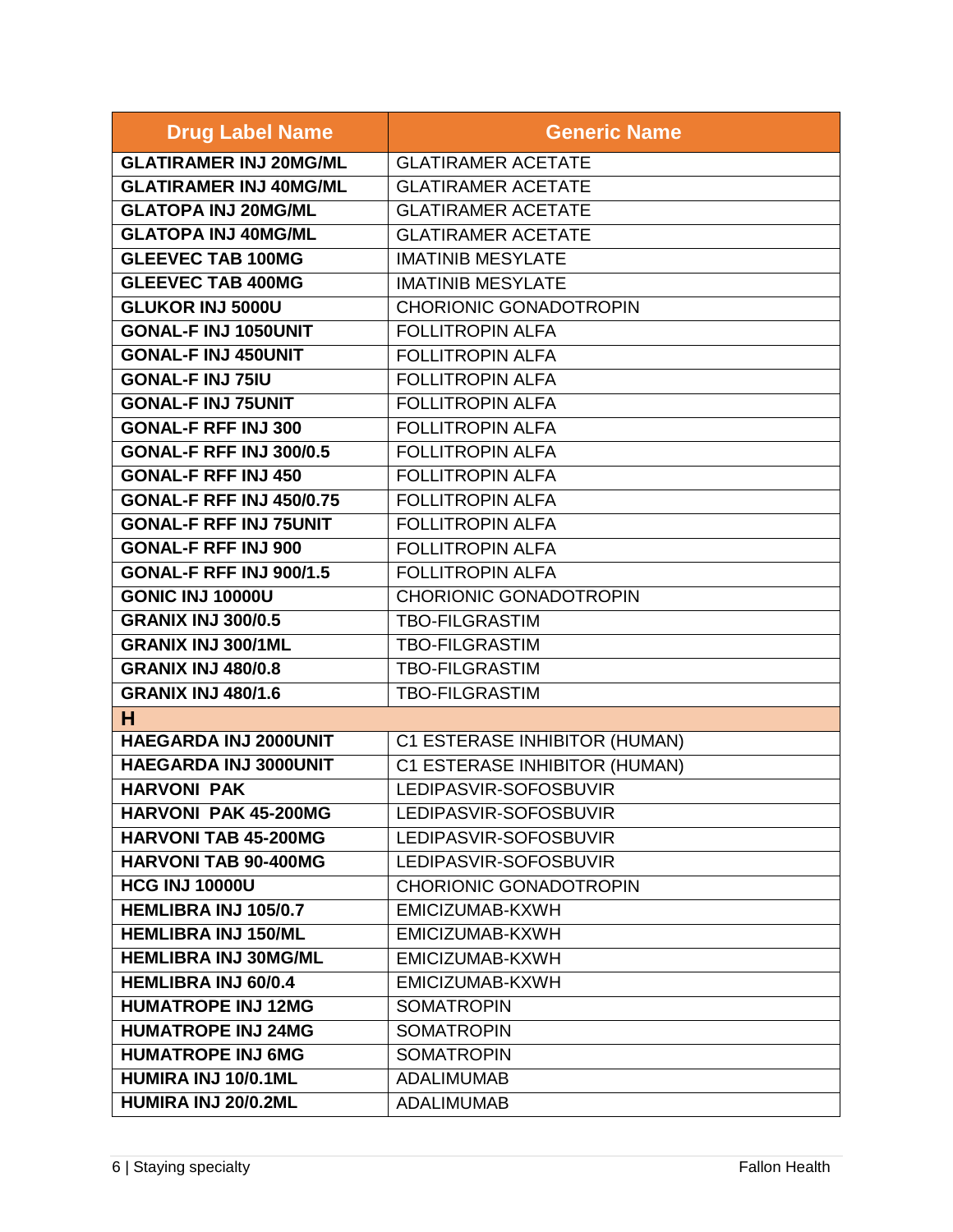| Drug Label Name | Generic Name |
|---|---|
| **GLATIRAMER INJ 20MG/ML** | GLATIRAMER ACETATE |
| **GLATIRAMER INJ 40MG/ML** | GLATIRAMER ACETATE |
| **GLATOPA INJ 20MG/ML** | GLATIRAMER ACETATE |
| **GLATOPA INJ 40MG/ML** | GLATIRAMER ACETATE |
| **GLEEVEC TAB 100MG** | IMATINIB MESYLATE |
| **GLEEVEC TAB 400MG** | IMATINIB MESYLATE |
| **GLUKOR INJ 5000U** | CHORIONIC GONADOTROPIN |
| **GONAL-F INJ 1050UNIT** | FOLLITROPIN ALFA |
| **GONAL-F INJ 450UNIT** | FOLLITROPIN ALFA |
| **GONAL-F INJ 75IU** | FOLLITROPIN ALFA |
| **GONAL-F INJ 75UNIT** | FOLLITROPIN ALFA |
| **GONAL-F RFF INJ 300** | FOLLITROPIN ALFA |
| **GONAL-F RFF INJ 300/0.5** | FOLLITROPIN ALFA |
| **GONAL-F RFF INJ 450** | FOLLITROPIN ALFA |
| **GONAL-F RFF INJ 450/0.75** | FOLLITROPIN ALFA |
| **GONAL-F RFF INJ 75UNIT** | FOLLITROPIN ALFA |
| **GONAL-F RFF INJ 900** | FOLLITROPIN ALFA |
| **GONAL-F RFF INJ 900/1.5** | FOLLITROPIN ALFA |
| **GONIC INJ 10000U** | CHORIONIC GONADOTROPIN |
| **GRANIX INJ 300/0.5** | TBO-FILGRASTIM |
| **GRANIX INJ 300/1ML** | TBO-FILGRASTIM |
| **GRANIX INJ 480/0.8** | TBO-FILGRASTIM |
| **GRANIX INJ 480/1.6** | TBO-FILGRASTIM |
| **H** | |
| **HAEGARDA INJ 2000UNIT** | C1 ESTERASE INHIBITOR (HUMAN) |
| **HAEGARDA INJ 3000UNIT** | C1 ESTERASE INHIBITOR (HUMAN) |
| **HARVONI PAK** | LEDIPASVIR-SOFOSBUVIR |
| **HARVONI PAK 45-200MG** | LEDIPASVIR-SOFOSBUVIR |
| **HARVONI TAB 45-200MG** | LEDIPASVIR-SOFOSBUVIR |
| **HARVONI TAB 90-400MG** | LEDIPASVIR-SOFOSBUVIR |
| **HCG INJ 10000U** | CHORIONIC GONADOTROPIN |
| **HEMLIBRA INJ 105/0.7** | EMICIZUMAB-KXWH |
| **HEMLIBRA INJ 150/ML** | EMICIZUMAB-KXWH |
| **HEMLIBRA INJ 30MG/ML** | EMICIZUMAB-KXWH |
| **HEMLIBRA INJ 60/0.4** | EMICIZUMAB-KXWH |
| **HUMATROPE INJ 12MG** | SOMATROPIN |
| **HUMATROPE INJ 24MG** | SOMATROPIN |
| **HUMATROPE INJ 6MG** | SOMATROPIN |
| **HUMIRA INJ 10/0.1ML** | ADALIMUMAB |
| **HUMIRA INJ 20/0.2ML** | ADALIMUMAB |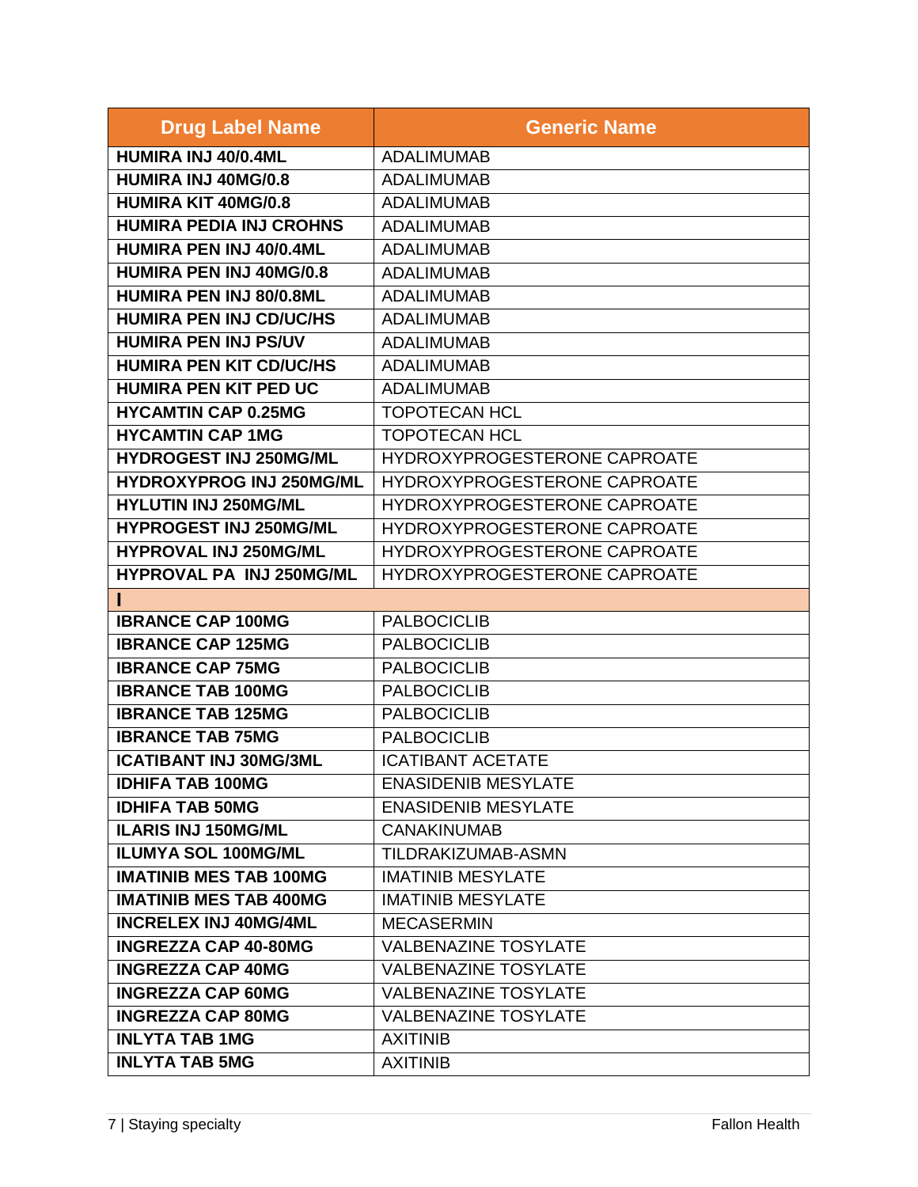| Drug Label Name | Generic Name |
|---|---|
| **HUMIRA INJ 40/0.4ML** | ADALIMUMAB |
| **HUMIRA INJ 40MG/0.8** | ADALIMUMAB |
| **HUMIRA KIT 40MG/0.8** | ADALIMUMAB |
| **HUMIRA PEDIA INJ CROHNS** | ADALIMUMAB |
| **HUMIRA PEN INJ 40/0.4ML** | ADALIMUMAB |
| **HUMIRA PEN INJ 40MG/0.8** | ADALIMUMAB |
| **HUMIRA PEN INJ 80/0.8ML** | ADALIMUMAB |
| **HUMIRA PEN INJ CD/UC/HS** | ADALIMUMAB |
| **HUMIRA PEN INJ PS/UV** | ADALIMUMAB |
| **HUMIRA PEN KIT CD/UC/HS** | ADALIMUMAB |
| **HUMIRA PEN KIT PED UC** | ADALIMUMAB |
| **HYCAMTIN CAP 0.25MG** | TOPOTECAN HCL |
| **HYCAMTIN CAP 1MG** | TOPOTECAN HCL |
| **HYDROGEST INJ 250MG/ML** | HYDROXYPROGESTERONE CAPROATE |
| **HYDROXYPROG INJ 250MG/ML** | HYDROXYPROGESTERONE CAPROATE |
| **HYLUTIN INJ 250MG/ML** | HYDROXYPROGESTERONE CAPROATE |
| **HYPROGEST INJ 250MG/ML** | HYDROXYPROGESTERONE CAPROATE |
| **HYPROVAL INJ 250MG/ML** | HYDROXYPROGESTERONE CAPROATE |
| **HYPROVAL PA INJ 250MG/ML** | HYDROXYPROGESTERONE CAPROATE |
| **I** | |
| **IBRANCE CAP 100MG** | PALBOCICLIB |
| **IBRANCE CAP 125MG** | PALBOCICLIB |
| **IBRANCE CAP 75MG** | PALBOCICLIB |
| **IBRANCE TAB 100MG** | PALBOCICLIB |
| **IBRANCE TAB 125MG** | PALBOCICLIB |
| **IBRANCE TAB 75MG** | PALBOCICLIB |
| **ICATIBANT INJ 30MG/3ML** | ICATIBANT ACETATE |
| **IDHIFA TAB 100MG** | ENASIDENIB MESYLATE |
| **IDHIFA TAB 50MG** | ENASIDENIB MESYLATE |
| **ILARIS INJ 150MG/ML** | CANAKINUMAB |
| **ILUMYA SOL 100MG/ML** | TILDRAKIZUMAB-ASMN |
| **IMATINIB MES TAB 100MG** | IMATINIB MESYLATE |
| **IMATINIB MES TAB 400MG** | IMATINIB MESYLATE |
| **INCRELEX INJ 40MG/4ML** | MECASERMIN |
| **INGREZZA CAP 40-80MG** | VALBENAZINE TOSYLATE |
| **INGREZZA CAP 40MG** | VALBENAZINE TOSYLATE |
| **INGREZZA CAP 60MG** | VALBENAZINE TOSYLATE |
| **INGREZZA CAP 80MG** | VALBENAZINE TOSYLATE |
| **INLYTA TAB 1MG** | AXITINIB |
| **INLYTA TAB 5MG** | AXITINIB |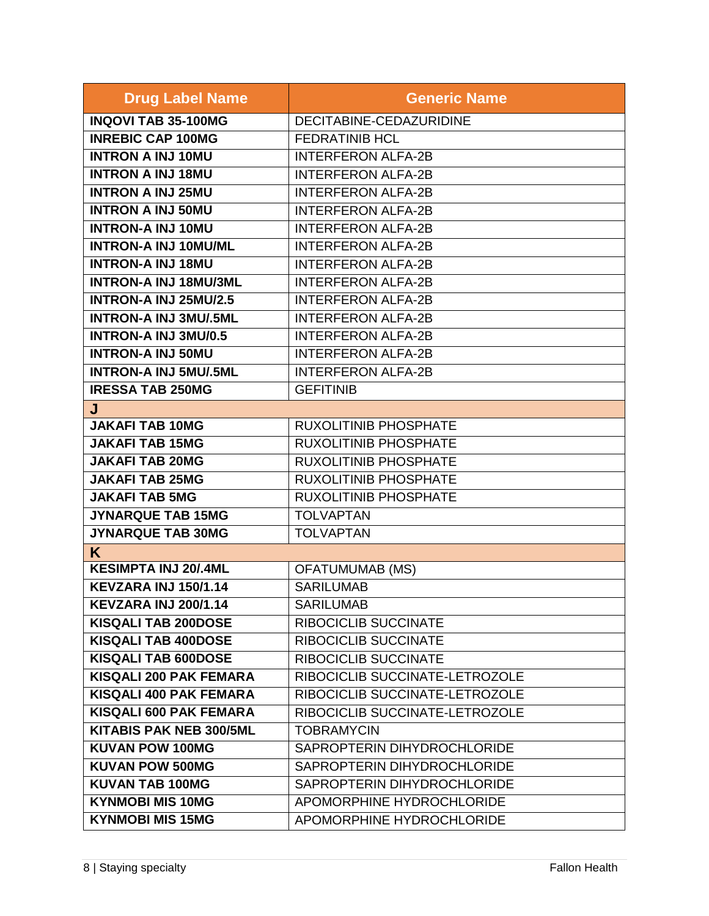| Drug Label Name | Generic Name |
|---|---|
| **INQOVI TAB 35-100MG** | DECITABINE-CEDAZURIDINE |
| **INREBIC CAP 100MG** | FEDRATINIB HCL |
| **INTRON A INJ 10MU** | INTERFERON ALFA-2B |
| **INTRON A INJ 18MU** | INTERFERON ALFA-2B |
| **INTRON A INJ 25MU** | INTERFERON ALFA-2B |
| **INTRON A INJ 50MU** | INTERFERON ALFA-2B |
| **INTRON-A INJ 10MU** | INTERFERON ALFA-2B |
| **INTRON-A INJ 10MU/ML** | INTERFERON ALFA-2B |
| **INTRON-A INJ 18MU** | INTERFERON ALFA-2B |
| **INTRON-A INJ 18MU/3ML** | INTERFERON ALFA-2B |
| **INTRON-A INJ 25MU/2.5** | INTERFERON ALFA-2B |
| **INTRON-A INJ 3MU/.5ML** | INTERFERON ALFA-2B |
| **INTRON-A INJ 3MU/0.5** | INTERFERON ALFA-2B |
| **INTRON-A INJ 50MU** | INTERFERON ALFA-2B |
| **INTRON-A INJ 5MU/.5ML** | INTERFERON ALFA-2B |
| **IRESSA TAB 250MG** | GEFITINIB |
| **J** | |
| **JAKAFI TAB 10MG** | RUXOLITINIB PHOSPHATE |
| **JAKAFI TAB 15MG** | RUXOLITINIB PHOSPHATE |
| **JAKAFI TAB 20MG** | RUXOLITINIB PHOSPHATE |
| **JAKAFI TAB 25MG** | RUXOLITINIB PHOSPHATE |
| **JAKAFI TAB 5MG** | RUXOLITINIB PHOSPHATE |
| **JYNARQUE TAB 15MG** | TOLVAPTAN |
| **JYNARQUE TAB 30MG** | TOLVAPTAN |
| **K** | |
| **KESIMPTA INJ 20/.4ML** | OFATUMUMAB (MS) |
| **KEVZARA INJ 150/1.14** | SARILUMAB |
| **KEVZARA INJ 200/1.14** | SARILUMAB |
| **KISQALI TAB 200DOSE** | RIBOCICLIB SUCCINATE |
| **KISQALI TAB 400DOSE** | RIBOCICLIB SUCCINATE |
| **KISQALI TAB 600DOSE** | RIBOCICLIB SUCCINATE |
| **KISQALI 200 PAK FEMARA** | RIBOCICLIB SUCCINATE-LETROZOLE |
| **KISQALI 400 PAK FEMARA** | RIBOCICLIB SUCCINATE-LETROZOLE |
| **KISQALI 600 PAK FEMARA** | RIBOCICLIB SUCCINATE-LETROZOLE |
| **KITABIS PAK NEB 300/5ML** | TOBRAMYCIN |
| **KUVAN POW 100MG** | SAPROPTERIN DIHYDROCHLORIDE |
| **KUVAN POW 500MG** | SAPROPTERIN DIHYDROCHLORIDE |
| **KUVAN TAB 100MG** | SAPROPTERIN DIHYDROCHLORIDE |
| **KYNMOBI MIS 10MG** | APOMORPHINE HYDROCHLORIDE |
| **KYNMOBI MIS 15MG** | APOMORPHINE HYDROCHLORIDE |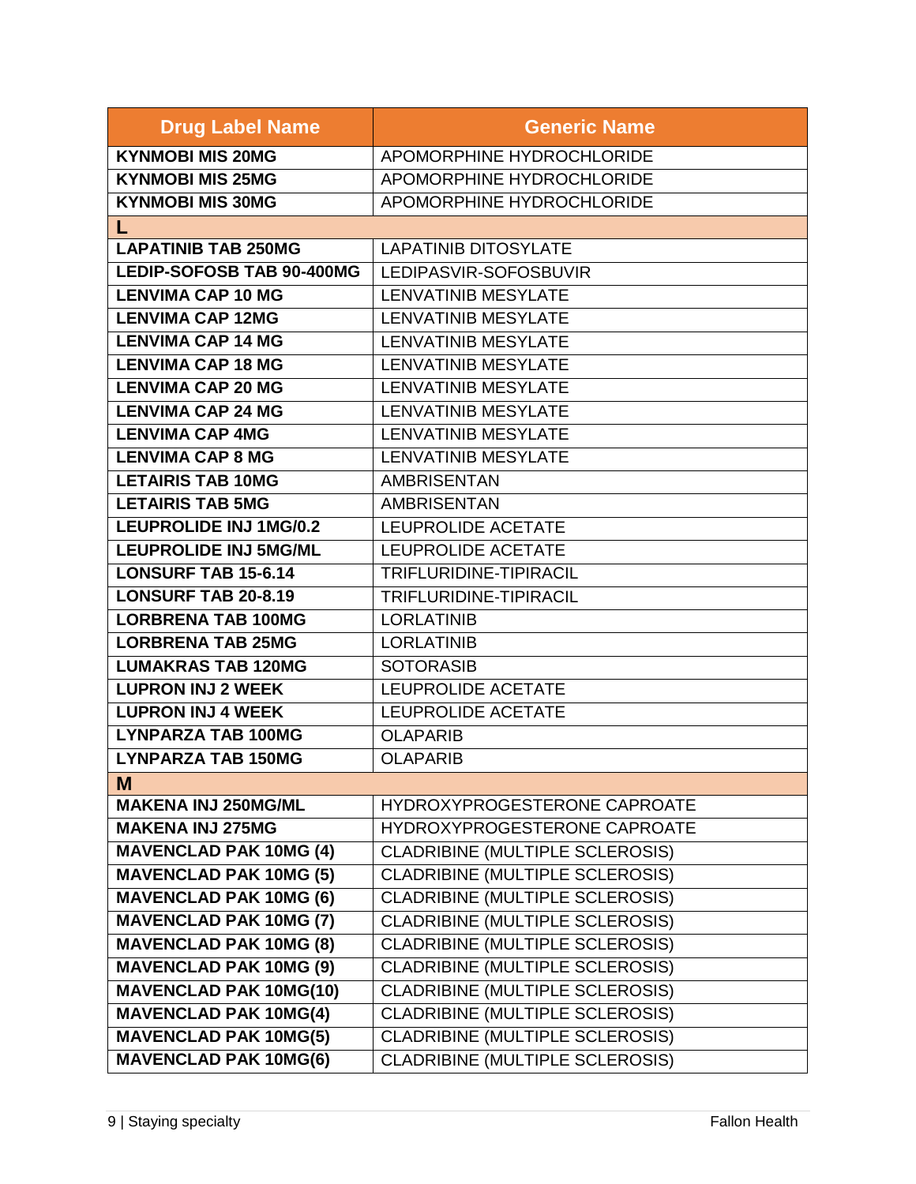| Drug Label Name | Generic Name |
|---|---|
| **KYNMOBI MIS 20MG** | APOMORPHINE HYDROCHLORIDE |
| **KYNMOBI MIS 25MG** | APOMORPHINE HYDROCHLORIDE |
| **KYNMOBI MIS 30MG** | APOMORPHINE HYDROCHLORIDE |
| **L** | |
| **LAPATINIB TAB 250MG** | LAPATINIB DITOSYLATE |
| **LEDIP-SOFOSB TAB 90-400MG** | LEDIPASVIR-SOFOSBUVIR |
| **LENVIMA CAP 10 MG** | LENVATINIB MESYLATE |
| **LENVIMA CAP 12MG** | LENVATINIB MESYLATE |
| **LENVIMA CAP 14 MG** | LENVATINIB MESYLATE |
| **LENVIMA CAP 18 MG** | LENVATINIB MESYLATE |
| **LENVIMA CAP 20 MG** | LENVATINIB MESYLATE |
| **LENVIMA CAP 24 MG** | LENVATINIB MESYLATE |
| **LENVIMA CAP 4MG** | LENVATINIB MESYLATE |
| **LENVIMA CAP 8 MG** | LENVATINIB MESYLATE |
| **LETAIRIS TAB 10MG** | AMBRISENTAN |
| **LETAIRIS TAB 5MG** | AMBRISENTAN |
| **LEUPROLIDE INJ 1MG/0.2** | LEUPROLIDE ACETATE |
| **LEUPROLIDE INJ 5MG/ML** | LEUPROLIDE ACETATE |
| **LONSURF TAB 15-6.14** | TRIFLURIDINE-TIPIRACIL |
| **LONSURF TAB 20-8.19** | TRIFLURIDINE-TIPIRACIL |
| **LORBRENA TAB 100MG** | LORLATINIB |
| **LORBRENA TAB 25MG** | LORLATINIB |
| **LUMAKRAS TAB 120MG** | SOTORASIB |
| **LUPRON INJ 2 WEEK** | LEUPROLIDE ACETATE |
| **LUPRON INJ 4 WEEK** | LEUPROLIDE ACETATE |
| **LYNPARZA TAB 100MG** | OLAPARIB |
| **LYNPARZA TAB 150MG** | OLAPARIB |
| **M** | |
| **MAKENA INJ 250MG/ML** | HYDROXYPROGESTERONE CAPROATE |
| **MAKENA INJ 275MG** | HYDROXYPROGESTERONE CAPROATE |
| **MAVENCLAD PAK 10MG (4)** | CLADRIBINE (MULTIPLE SCLEROSIS) |
| **MAVENCLAD PAK 10MG (5)** | CLADRIBINE (MULTIPLE SCLEROSIS) |
| **MAVENCLAD PAK 10MG (6)** | CLADRIBINE (MULTIPLE SCLEROSIS) |
| **MAVENCLAD PAK 10MG (7)** | CLADRIBINE (MULTIPLE SCLEROSIS) |
| **MAVENCLAD PAK 10MG (8)** | CLADRIBINE (MULTIPLE SCLEROSIS) |
| **MAVENCLAD PAK 10MG (9)** | CLADRIBINE (MULTIPLE SCLEROSIS) |
| **MAVENCLAD PAK 10MG(10)** | CLADRIBINE (MULTIPLE SCLEROSIS) |
| **MAVENCLAD PAK 10MG(4)** | CLADRIBINE (MULTIPLE SCLEROSIS) |
| **MAVENCLAD PAK 10MG(5)** | CLADRIBINE (MULTIPLE SCLEROSIS) |
| **MAVENCLAD PAK 10MG(6)** | CLADRIBINE (MULTIPLE SCLEROSIS) |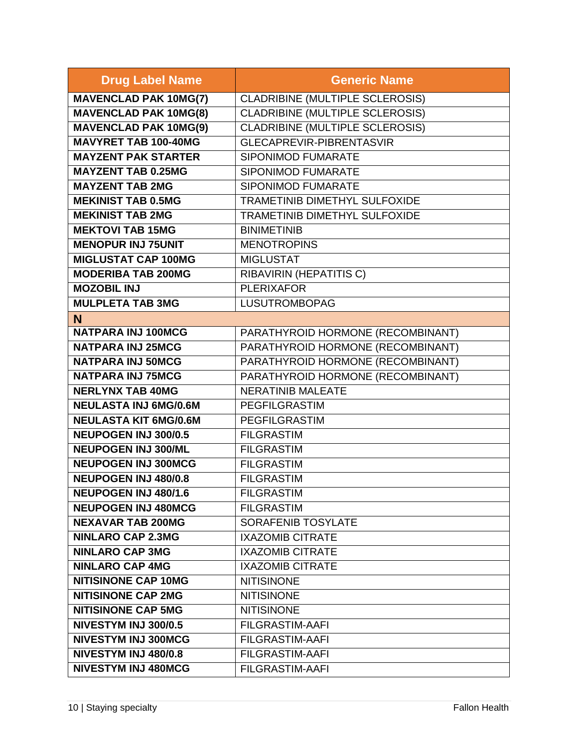| Drug Label Name | Generic Name |
|---|---|
| **MAVENCLAD PAK 10MG(7)** | CLADRIBINE (MULTIPLE SCLEROSIS) |
| **MAVENCLAD PAK 10MG(8)** | CLADRIBINE (MULTIPLE SCLEROSIS) |
| **MAVENCLAD PAK 10MG(9)** | CLADRIBINE (MULTIPLE SCLEROSIS) |
| **MAVYRET TAB 100-40MG** | GLECAPREVIR-PIBRENTASVIR |
| **MAYZENT PAK STARTER** | SIPONIMOD FUMARATE |
| **MAYZENT TAB 0.25MG** | SIPONIMOD FUMARATE |
| **MAYZENT TAB 2MG** | SIPONIMOD FUMARATE |
| **MEKINIST TAB 0.5MG** | TRAMETINIB DIMETHYL SULFOXIDE |
| **MEKINIST TAB 2MG** | TRAMETINIB DIMETHYL SULFOXIDE |
| **MEKTOVI TAB 15MG** | BINIMETINIB |
| **MENOPUR INJ 75UNIT** | MENOTROPINS |
| **MIGLUSTAT CAP 100MG** | MIGLUSTAT |
| **MODERIBA TAB 200MG** | RIBAVIRIN (HEPATITIS C) |
| **MOZOBIL INJ** | PLERIXAFOR |
| **MULPLETA TAB 3MG** | LUSUTROMBOPAG |
| **N** | |
| **NATPARA INJ 100MCG** | PARATHYROID HORMONE (RECOMBINANT) |
| **NATPARA INJ 25MCG** | PARATHYROID HORMONE (RECOMBINANT) |
| **NATPARA INJ 50MCG** | PARATHYROID HORMONE (RECOMBINANT) |
| **NATPARA INJ 75MCG** | PARATHYROID HORMONE (RECOMBINANT) |
| **NERLYNX TAB 40MG** | NERATINIB MALEATE |
| **NEULASTA INJ 6MG/0.6M** | PEGFILGRASTIM |
| **NEULASTA KIT 6MG/0.6M** | PEGFILGRASTIM |
| **NEUPOGEN INJ 300/0.5** | FILGRASTIM |
| **NEUPOGEN INJ 300/ML** | FILGRASTIM |
| **NEUPOGEN INJ 300MCG** | FILGRASTIM |
| **NEUPOGEN INJ 480/0.8** | FILGRASTIM |
| **NEUPOGEN INJ 480/1.6** | FILGRASTIM |
| **NEUPOGEN INJ 480MCG** | FILGRASTIM |
| **NEXAVAR TAB 200MG** | SORAFENIB TOSYLATE |
| **NINLARO CAP 2.3MG** | IXAZOMIB CITRATE |
| **NINLARO CAP 3MG** | IXAZOMIB CITRATE |
| **NINLARO CAP 4MG** | IXAZOMIB CITRATE |
| **NITISINONE CAP 10MG** | NITISINONE |
| **NITISINONE CAP 2MG** | NITISINONE |
| **NITISINONE CAP 5MG** | NITISINONE |
| **NIVESTYM INJ 300/0.5** | FILGRASTIM-AAFI |
| **NIVESTYM INJ 300MCG** | FILGRASTIM-AAFI |
| **NIVESTYM INJ 480/0.8** | FILGRASTIM-AAFI |
| **NIVESTYM INJ 480MCG** | FILGRASTIM-AAFI |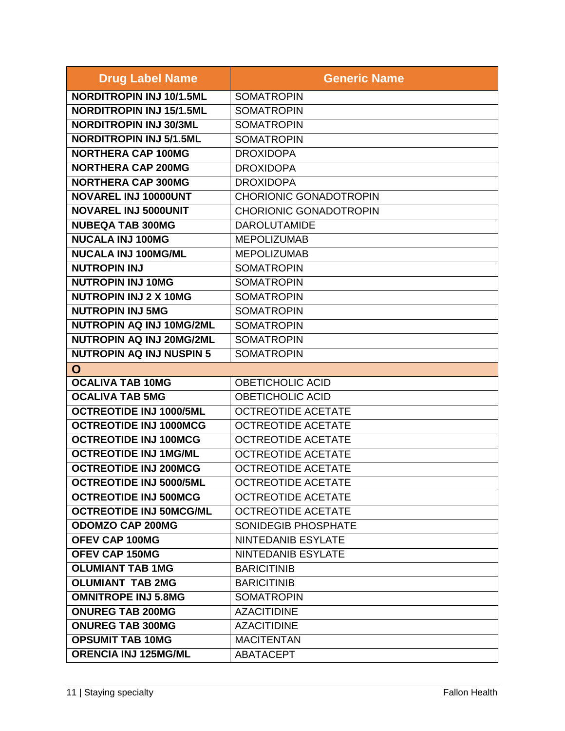| Drug Label Name | Generic Name |
|---|---|
| **NORDITROPIN INJ 10/1.5ML** | SOMATROPIN |
| **NORDITROPIN INJ 15/1.5ML** | SOMATROPIN |
| **NORDITROPIN INJ 30/3ML** | SOMATROPIN |
| **NORDITROPIN INJ 5/1.5ML** | SOMATROPIN |
| **NORTHERA CAP 100MG** | DROXIDOPA |
| **NORTHERA CAP 200MG** | DROXIDOPA |
| **NORTHERA CAP 300MG** | DROXIDOPA |
| **NOVAREL INJ 10000UNT** | CHORIONIC GONADOTROPIN |
| **NOVAREL INJ 5000UNIT** | CHORIONIC GONADOTROPIN |
| **NUBEQA TAB 300MG** | DAROLUTAMIDE |
| **NUCALA INJ 100MG** | MEPOLIZUMAB |
| **NUCALA INJ 100MG/ML** | MEPOLIZUMAB |
| **NUTROPIN INJ** | SOMATROPIN |
| **NUTROPIN INJ 10MG** | SOMATROPIN |
| **NUTROPIN INJ 2 X 10MG** | SOMATROPIN |
| **NUTROPIN INJ 5MG** | SOMATROPIN |
| **NUTROPIN AQ INJ 10MG/2ML** | SOMATROPIN |
| **NUTROPIN AQ INJ 20MG/2ML** | SOMATROPIN |
| **NUTROPIN AQ INJ NUSPIN 5** | SOMATROPIN |
| **O** | |
| **OCALIVA TAB 10MG** | OBETICHOLIC ACID |
| **OCALIVA TAB 5MG** | OBETICHOLIC ACID |
| **OCTREOTIDE INJ 1000/5ML** | OCTREOTIDE ACETATE |
| **OCTREOTIDE INJ 1000MCG** | OCTREOTIDE ACETATE |
| **OCTREOTIDE INJ 100MCG** | OCTREOTIDE ACETATE |
| **OCTREOTIDE INJ 1MG/ML** | OCTREOTIDE ACETATE |
| **OCTREOTIDE INJ 200MCG** | OCTREOTIDE ACETATE |
| **OCTREOTIDE INJ 5000/5ML** | OCTREOTIDE ACETATE |
| **OCTREOTIDE INJ 500MCG** | OCTREOTIDE ACETATE |
| **OCTREOTIDE INJ 50MCG/ML** | OCTREOTIDE ACETATE |
| **ODOMZO CAP 200MG** | SONIDEGIB PHOSPHATE |
| **OFEV CAP 100MG** | NINTEDANIB ESYLATE |
| **OFEV CAP 150MG** | NINTEDANIB ESYLATE |
| **OLUMIANT TAB 1MG** | BARICITINIB |
| **OLUMIANT TAB 2MG** | BARICITINIB |
| **OMNITROPE INJ 5.8MG** | SOMATROPIN |
| **ONUREG TAB 200MG** | AZACITIDINE |
| **ONUREG TAB 300MG** | AZACITIDINE |
| **OPSUMIT TAB 10MG** | MACITENTAN |
| **ORENCIA INJ 125MG/ML** | ABATACEPT |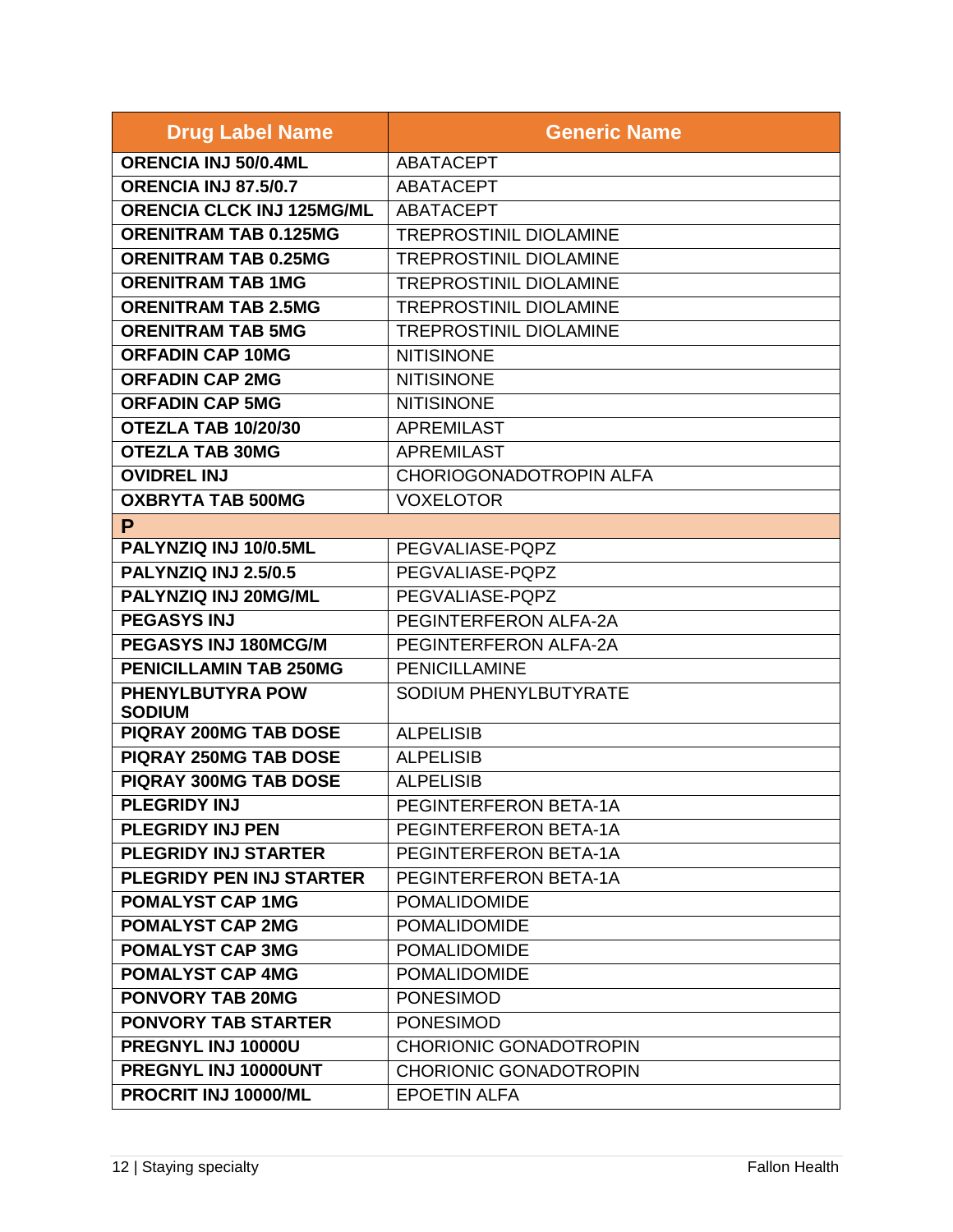| Drug Label Name | Generic Name |
| --- | --- |
| **ORENCIA INJ 50/0.4ML** | ABATACEPT |
| **ORENCIA INJ 87.5/0.7** | ABATACEPT |
| **ORENCIA CLCK INJ 125MG/ML** | ABATACEPT |
| **ORENITRAM TAB 0.125MG** | TREPROSTINIL DIOLAMINE |
| **ORENITRAM TAB 0.25MG** | TREPROSTINIL DIOLAMINE |
| **ORENITRAM TAB 1MG** | TREPROSTINIL DIOLAMINE |
| **ORENITRAM TAB 2.5MG** | TREPROSTINIL DIOLAMINE |
| **ORENITRAM TAB 5MG** | TREPROSTINIL DIOLAMINE |
| **ORFADIN CAP 10MG** | NITISINONE |
| **ORFADIN CAP 2MG** | NITISINONE |
| **ORFADIN CAP 5MG** | NITISINONE |
| **OTEZLA TAB 10/20/30** | APREMILAST |
| **OTEZLA TAB 30MG** | APREMILAST |
| **OVIDREL INJ** | CHORIOGONADOTROPIN ALFA |
| **OXBRYTA TAB 500MG** | VOXELOTOR |
| **P** | |
| **PALYNZIQ INJ 10/0.5ML** | PEGVALIASE-PQPZ |
| **PALYNZIQ INJ 2.5/0.5** | PEGVALIASE-PQPZ |
| **PALYNZIQ INJ 20MG/ML** | PEGVALIASE-PQPZ |
| **PEGASYS INJ** | PEGINTERFERON ALFA-2A |
| **PEGASYS INJ 180MCG/M** | PEGINTERFERON ALFA-2A |
| **PENICILLAMIN TAB 250MG** | PENICILLAMINE |
| **PHENYLBUTYRA POW SODIUM** | SODIUM PHENYLBUTYRATE |
| **PIQRAY 200MG TAB DOSE** | ALPELISIB |
| **PIQRAY 250MG TAB DOSE** | ALPELISIB |
| **PIQRAY 300MG TAB DOSE** | ALPELISIB |
| **PLEGRIDY INJ** | PEGINTERFERON BETA-1A |
| **PLEGRIDY INJ PEN** | PEGINTERFERON BETA-1A |
| **PLEGRIDY INJ STARTER** | PEGINTERFERON BETA-1A |
| **PLEGRIDY PEN INJ STARTER** | PEGINTERFERON BETA-1A |
| **POMALYST CAP 1MG** | POMALIDOMIDE |
| **POMALYST CAP 2MG** | POMALIDOMIDE |
| **POMALYST CAP 3MG** | POMALIDOMIDE |
| **POMALYST CAP 4MG** | POMALIDOMIDE |
| **PONVORY TAB 20MG** | PONESIMOD |
| **PONVORY TAB STARTER** | PONESIMOD |
| **PREGNYL INJ 10000U** | CHORIONIC GONADOTROPIN |
| **PREGNYL INJ 10000UNT** | CHORIONIC GONADOTROPIN |
| **PROCRIT INJ 10000/ML** | EPOETIN ALFA |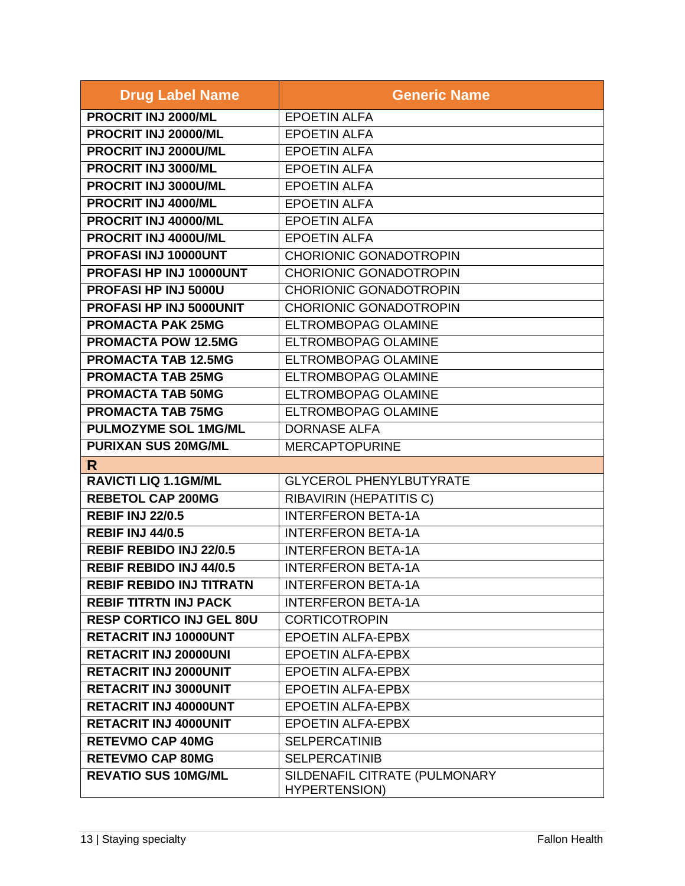| Drug Label Name | Generic Name |
|---|---|
| **PROCRIT INJ 2000/ML** | EPOETIN ALFA |
| **PROCRIT INJ 20000/ML** | EPOETIN ALFA |
| **PROCRIT INJ 2000U/ML** | EPOETIN ALFA |
| **PROCRIT INJ 3000/ML** | EPOETIN ALFA |
| **PROCRIT INJ 3000U/ML** | EPOETIN ALFA |
| **PROCRIT INJ 4000/ML** | EPOETIN ALFA |
| **PROCRIT INJ 40000/ML** | EPOETIN ALFA |
| **PROCRIT INJ 4000U/ML** | EPOETIN ALFA |
| **PROFASI INJ 10000UNT** | CHORIONIC GONADOTROPIN |
| **PROFASI HP INJ 10000UNT** | CHORIONIC GONADOTROPIN |
| **PROFASI HP INJ 5000U** | CHORIONIC GONADOTROPIN |
| **PROFASI HP INJ 5000UNIT** | CHORIONIC GONADOTROPIN |
| **PROMACTA PAK 25MG** | ELTROMBOPAG OLAMINE |
| **PROMACTA POW 12.5MG** | ELTROMBOPAG OLAMINE |
| **PROMACTA TAB 12.5MG** | ELTROMBOPAG OLAMINE |
| **PROMACTA TAB 25MG** | ELTROMBOPAG OLAMINE |
| **PROMACTA TAB 50MG** | ELTROMBOPAG OLAMINE |
| **PROMACTA TAB 75MG** | ELTROMBOPAG OLAMINE |
| **PULMOZYME SOL 1MG/ML** | DORNASE ALFA |
| **PURIXAN SUS 20MG/ML** | MERCAPTOPURINE |
| **R** | |
| **RAVICTI LIQ 1.1GM/ML** | GLYCEROL PHENYLBUTYRATE |
| **REBETOL CAP 200MG** | RIBAVIRIN (HEPATITIS C) |
| **REBIF INJ 22/0.5** | INTERFERON BETA-1A |
| **REBIF INJ 44/0.5** | INTERFERON BETA-1A |
| **REBIF REBIDO INJ 22/0.5** | INTERFERON BETA-1A |
| **REBIF REBIDO INJ 44/0.5** | INTERFERON BETA-1A |
| **REBIF REBIDO INJ TITRATN** | INTERFERON BETA-1A |
| **REBIF TITRTN INJ PACK** | INTERFERON BETA-1A |
| **RESP CORTICO INJ GEL 80U** | CORTICOTROPIN |
| **RETACRIT INJ 10000UNT** | EPOETIN ALFA-EPBX |
| **RETACRIT INJ 20000UNI** | EPOETIN ALFA-EPBX |
| **RETACRIT INJ 2000UNIT** | EPOETIN ALFA-EPBX |
| **RETACRIT INJ 3000UNIT** | EPOETIN ALFA-EPBX |
| **RETACRIT INJ 40000UNT** | EPOETIN ALFA-EPBX |
| **RETACRIT INJ 4000UNIT** | EPOETIN ALFA-EPBX |
| **RETEVMO CAP 40MG** | SELPERCATINIB |
| **RETEVMO CAP 80MG** | SELPERCATINIB |
| **REVATIO SUS 10MG/ML** | SILDENAFIL CITRATE (PULMONARY HYPERTENSION) |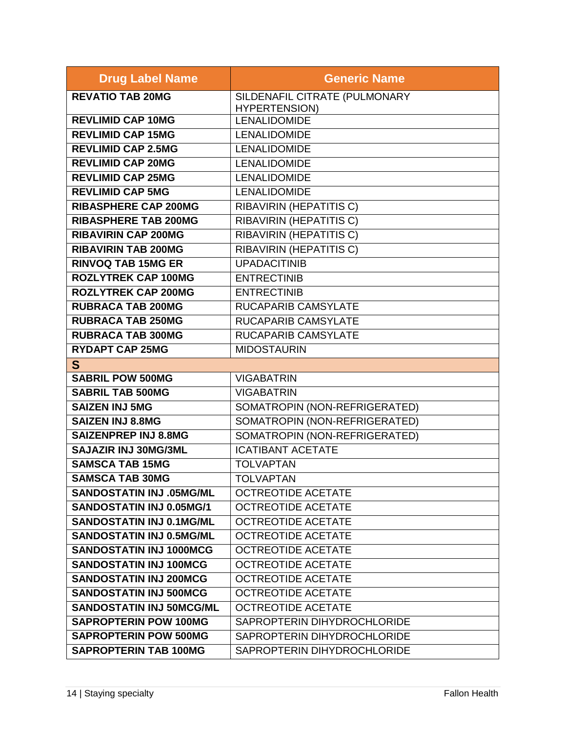| Drug Label Name | Generic Name |
| --- | --- |
| **REVATIO TAB 20MG** | SILDENAFIL CITRATE (PULMONARY HYPERTENSION) |
| **REVLIMID CAP 10MG** | LENALIDOMIDE |
| **REVLIMID CAP 15MG** | LENALIDOMIDE |
| **REVLIMID CAP 2.5MG** | LENALIDOMIDE |
| **REVLIMID CAP 20MG** | LENALIDOMIDE |
| **REVLIMID CAP 25MG** | LENALIDOMIDE |
| **REVLIMID CAP 5MG** | LENALIDOMIDE |
| **RIBASPHERE CAP 200MG** | RIBAVIRIN (HEPATITIS C) |
| **RIBASPHERE TAB 200MG** | RIBAVIRIN (HEPATITIS C) |
| **RIBAVIRIN CAP 200MG** | RIBAVIRIN (HEPATITIS C) |
| **RIBAVIRIN TAB 200MG** | RIBAVIRIN (HEPATITIS C) |
| **RINVOQ TAB 15MG ER** | UPADACITINIB |
| **ROZLYTREK CAP 100MG** | ENTRECTINIB |
| **ROZLYTREK CAP 200MG** | ENTRECTINIB |
| **RUBRACA TAB 200MG** | RUCAPARIB CAMSYLATE |
| **RUBRACA TAB 250MG** | RUCAPARIB CAMSYLATE |
| **RUBRACA TAB 300MG** | RUCAPARIB CAMSYLATE |
| **RYDAPT CAP 25MG** | MIDOSTAURIN |
| **S** | |
| **SABRIL POW 500MG** | VIGABATRIN |
| **SABRIL TAB 500MG** | VIGABATRIN |
| **SAIZEN INJ 5MG** | SOMATROPIN (NON-REFRIGERATED) |
| **SAIZEN INJ 8.8MG** | SOMATROPIN (NON-REFRIGERATED) |
| **SAIZENPREP INJ 8.8MG** | SOMATROPIN (NON-REFRIGERATED) |
| **SAJAZIR INJ 30MG/3ML** | ICATIBANT ACETATE |
| **SAMSCA TAB 15MG** | TOLVAPTAN |
| **SAMSCA TAB 30MG** | TOLVAPTAN |
| **SANDOSTATIN INJ .05MG/ML** | OCTREOTIDE ACETATE |
| **SANDOSTATIN INJ 0.05MG/1** | OCTREOTIDE ACETATE |
| **SANDOSTATIN INJ 0.1MG/ML** | OCTREOTIDE ACETATE |
| **SANDOSTATIN INJ 0.5MG/ML** | OCTREOTIDE ACETATE |
| **SANDOSTATIN INJ 1000MCG** | OCTREOTIDE ACETATE |
| **SANDOSTATIN INJ 100MCG** | OCTREOTIDE ACETATE |
| **SANDOSTATIN INJ 200MCG** | OCTREOTIDE ACETATE |
| **SANDOSTATIN INJ 500MCG** | OCTREOTIDE ACETATE |
| **SANDOSTATIN INJ 50MCG/ML** | OCTREOTIDE ACETATE |
| **SAPROPTERIN POW 100MG** | SAPROPTERIN DIHYDROCHLORIDE |
| **SAPROPTERIN POW 500MG** | SAPROPTERIN DIHYDROCHLORIDE |
| **SAPROPTERIN TAB 100MG** | SAPROPTERIN DIHYDROCHLORIDE |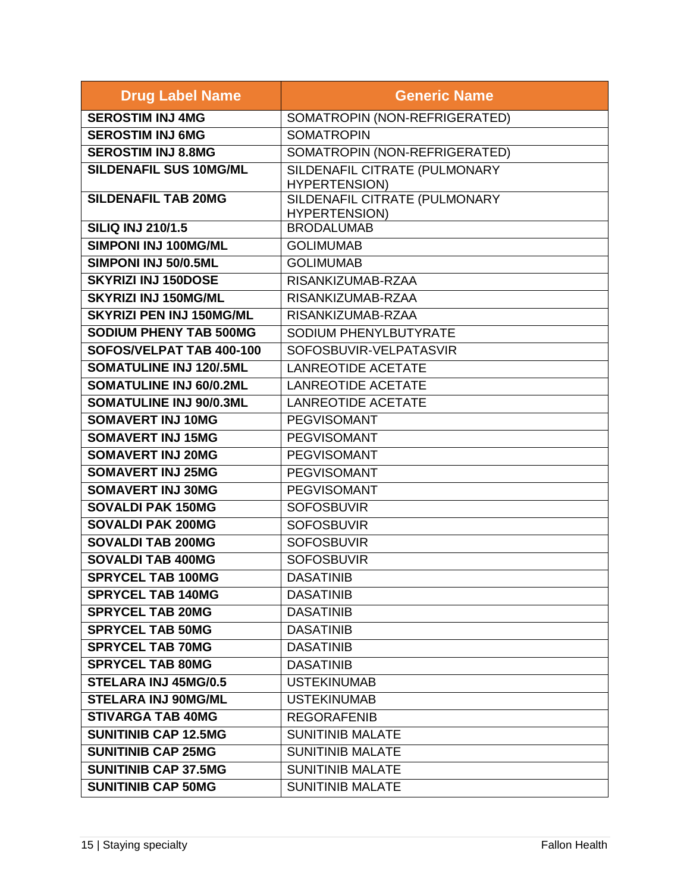| Drug Label Name | Generic Name |
|---|---|
| **SEROSTIM INJ 4MG** | SOMATROPIN (NON-REFRIGERATED) |
| **SEROSTIM INJ 6MG** | SOMATROPIN |
| **SEROSTIM INJ 8.8MG** | SOMATROPIN (NON-REFRIGERATED) |
| **SILDENAFIL SUS 10MG/ML** | SILDENAFIL CITRATE (PULMONARY HYPERTENSION) |
| **SILDENAFIL TAB 20MG** | SILDENAFIL CITRATE (PULMONARY HYPERTENSION) |
| **SILIQ INJ 210/1.5** | BRODALUMAB |
| **SIMPONI INJ 100MG/ML** | GOLIMUMAB |
| **SIMPONI INJ 50/0.5ML** | GOLIMUMAB |
| **SKYRIZI INJ 150DOSE** | RISANKIZUMAB-RZAA |
| **SKYRIZI INJ 150MG/ML** | RISANKIZUMAB-RZAA |
| **SKYRIZI PEN INJ 150MG/ML** | RISANKIZUMAB-RZAA |
| **SODIUM PHENY TAB 500MG** | SODIUM PHENYLBUTYRATE |
| **SOFOS/VELPAT TAB 400-100** | SOFOSBUVIR-VELPATASVIR |
| **SOMATULINE INJ 120/.5ML** | LANREOTIDE ACETATE |
| **SOMATULINE INJ 60/0.2ML** | LANREOTIDE ACETATE |
| **SOMATULINE INJ 90/0.3ML** | LANREOTIDE ACETATE |
| **SOMAVERT INJ 10MG** | PEGVISOMANT |
| **SOMAVERT INJ 15MG** | PEGVISOMANT |
| **SOMAVERT INJ 20MG** | PEGVISOMANT |
| **SOMAVERT INJ 25MG** | PEGVISOMANT |
| **SOMAVERT INJ 30MG** | PEGVISOMANT |
| **SOVALDI PAK 150MG** | SOFOSBUVIR |
| **SOVALDI PAK 200MG** | SOFOSBUVIR |
| **SOVALDI TAB 200MG** | SOFOSBUVIR |
| **SOVALDI TAB 400MG** | SOFOSBUVIR |
| **SPRYCEL TAB 100MG** | DASATINIB |
| **SPRYCEL TAB 140MG** | DASATINIB |
| **SPRYCEL TAB 20MG** | DASATINIB |
| **SPRYCEL TAB 50MG** | DASATINIB |
| **SPRYCEL TAB 70MG** | DASATINIB |
| **SPRYCEL TAB 80MG** | DASATINIB |
| **STELARA INJ 45MG/0.5** | USTEKINUMAB |
| **STELARA INJ 90MG/ML** | USTEKINUMAB |
| **STIVARGA TAB 40MG** | REGORAFENIB |
| **SUNITINIB CAP 12.5MG** | SUNITINIB MALATE |
| **SUNITINIB CAP 25MG** | SUNITINIB MALATE |
| **SUNITINIB CAP 37.5MG** | SUNITINIB MALATE |
| **SUNITINIB CAP 50MG** | SUNITINIB MALATE |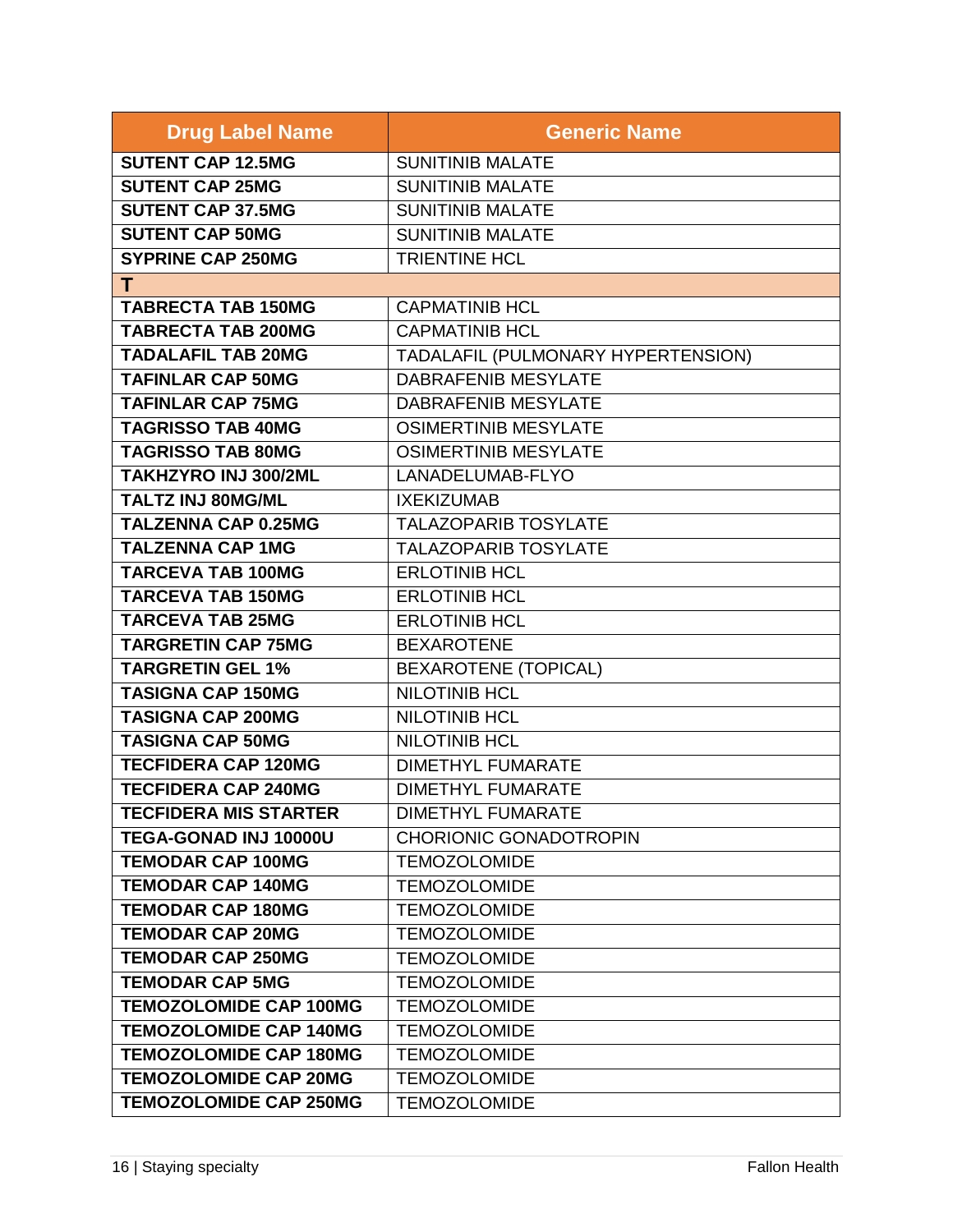| Drug Label Name | Generic Name |
|---|---|
| **SUTENT CAP 12.5MG** | SUNITINIB MALATE |
| **SUTENT CAP 25MG** | SUNITINIB MALATE |
| **SUTENT CAP 37.5MG** | SUNITINIB MALATE |
| **SUTENT CAP 50MG** | SUNITINIB MALATE |
| **SYPRINE CAP 250MG** | TRIENTINE HCL |
| **T** | |
| **TABRECTA TAB 150MG** | CAPMATINIB HCL |
| **TABRECTA TAB 200MG** | CAPMATINIB HCL |
| **TADALAFIL TAB 20MG** | TADALAFIL (PULMONARY HYPERTENSION) |
| **TAFINLAR CAP 50MG** | DABRAFENIB MESYLATE |
| **TAFINLAR CAP 75MG** | DABRAFENIB MESYLATE |
| **TAGRISSO TAB 40MG** | OSIMERTINIB MESYLATE |
| **TAGRISSO TAB 80MG** | OSIMERTINIB MESYLATE |
| **TAKHZYRO INJ 300/2ML** | LANADELUMAB-FLYO |
| **TALTZ INJ 80MG/ML** | IXEKIZUMAB |
| **TALZENNA CAP 0.25MG** | TALAZOPARIB TOSYLATE |
| **TALZENNA CAP 1MG** | TALAZOPARIB TOSYLATE |
| **TARCEVA TAB 100MG** | ERLOTINIB HCL |
| **TARCEVA TAB 150MG** | ERLOTINIB HCL |
| **TARCEVA TAB 25MG** | ERLOTINIB HCL |
| **TARGRETIN CAP 75MG** | BEXAROTENE |
| **TARGRETIN GEL 1%** | BEXAROTENE (TOPICAL) |
| **TASIGNA CAP 150MG** | NILOTINIB HCL |
| **TASIGNA CAP 200MG** | NILOTINIB HCL |
| **TASIGNA CAP 50MG** | NILOTINIB HCL |
| **TECFIDERA CAP 120MG** | DIMETHYL FUMARATE |
| **TECFIDERA CAP 240MG** | DIMETHYL FUMARATE |
| **TECFIDERA MIS STARTER** | DIMETHYL FUMARATE |
| **TEGA-GONAD INJ 10000U** | CHORIONIC GONADOTROPIN |
| **TEMODAR CAP 100MG** | TEMOZOLOMIDE |
| **TEMODAR CAP 140MG** | TEMOZOLOMIDE |
| **TEMODAR CAP 180MG** | TEMOZOLOMIDE |
| **TEMODAR CAP 20MG** | TEMOZOLOMIDE |
| **TEMODAR CAP 250MG** | TEMOZOLOMIDE |
| **TEMODAR CAP 5MG** | TEMOZOLOMIDE |
| **TEMOZOLOMIDE CAP 100MG** | TEMOZOLOMIDE |
| **TEMOZOLOMIDE CAP 140MG** | TEMOZOLOMIDE |
| **TEMOZOLOMIDE CAP 180MG** | TEMOZOLOMIDE |
| **TEMOZOLOMIDE CAP 20MG** | TEMOZOLOMIDE |
| **TEMOZOLOMIDE CAP 250MG** | TEMOZOLOMIDE |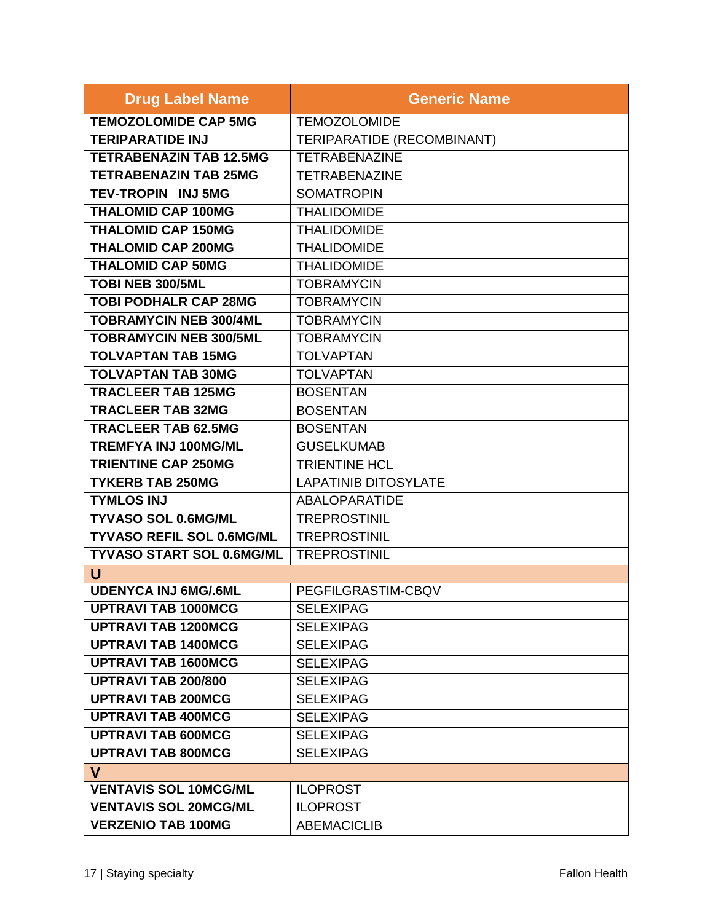| Drug Label Name | Generic Name |
|---|---|
| **TEMOZOLOMIDE CAP 5MG** | TEMOZOLOMIDE |
| **TERIPARATIDE INJ** | TERIPARATIDE (RECOMBINANT) |
| **TETRABENAZIN TAB 12.5MG** | TETRABENAZINE |
| **TETRABENAZIN TAB 25MG** | TETRABENAZINE |
| **TEV-TROPIN INJ 5MG** | SOMATROPIN |
| **THALOMID CAP 100MG** | THALIDOMIDE |
| **THALOMID CAP 150MG** | THALIDOMIDE |
| **THALOMID CAP 200MG** | THALIDOMIDE |
| **THALOMID CAP 50MG** | THALIDOMIDE |
| **TOBI NEB 300/5ML** | TOBRAMYCIN |
| **TOBI PODHALR CAP 28MG** | TOBRAMYCIN |
| **TOBRAMYCIN NEB 300/4ML** | TOBRAMYCIN |
| **TOBRAMYCIN NEB 300/5ML** | TOBRAMYCIN |
| **TOLVAPTAN TAB 15MG** | TOLVAPTAN |
| **TOLVAPTAN TAB 30MG** | TOLVAPTAN |
| **TRACLEER TAB 125MG** | BOSENTAN |
| **TRACLEER TAB 32MG** | BOSENTAN |
| **TRACLEER TAB 62.5MG** | BOSENTAN |
| **TREMFYA INJ 100MG/ML** | GUSELKUMAB |
| **TRIENTINE CAP 250MG** | TRIENTINE HCL |
| **TYKERB TAB 250MG** | LAPATINIB DITOSYLATE |
| **TYMLOS INJ** | ABALOPARATIDE |
| **TYVASO SOL 0.6MG/ML** | TREPROSTINIL |
| **TYVASO REFIL SOL 0.6MG/ML** | TREPROSTINIL |
| **TYVASO START SOL 0.6MG/ML** | TREPROSTINIL |
| **U** | |
| **UDENYCA INJ 6MG/.6ML** | PEGFILGRASTIM-CBQV |
| **UPTRAVI TAB 1000MCG** | SELEXIPAG |
| **UPTRAVI TAB 1200MCG** | SELEXIPAG |
| **UPTRAVI TAB 1400MCG** | SELEXIPAG |
| **UPTRAVI TAB 1600MCG** | SELEXIPAG |
| **UPTRAVI TAB 200/800** | SELEXIPAG |
| **UPTRAVI TAB 200MCG** | SELEXIPAG |
| **UPTRAVI TAB 400MCG** | SELEXIPAG |
| **UPTRAVI TAB 600MCG** | SELEXIPAG |
| **UPTRAVI TAB 800MCG** | SELEXIPAG |
| **V** | |
| **VENTAVIS SOL 10MCG/ML** | ILOPROST |
| **VENTAVIS SOL 20MCG/ML** | ILOPROST |
| **VERZENIO TAB 100MG** | ABEMACICLIB |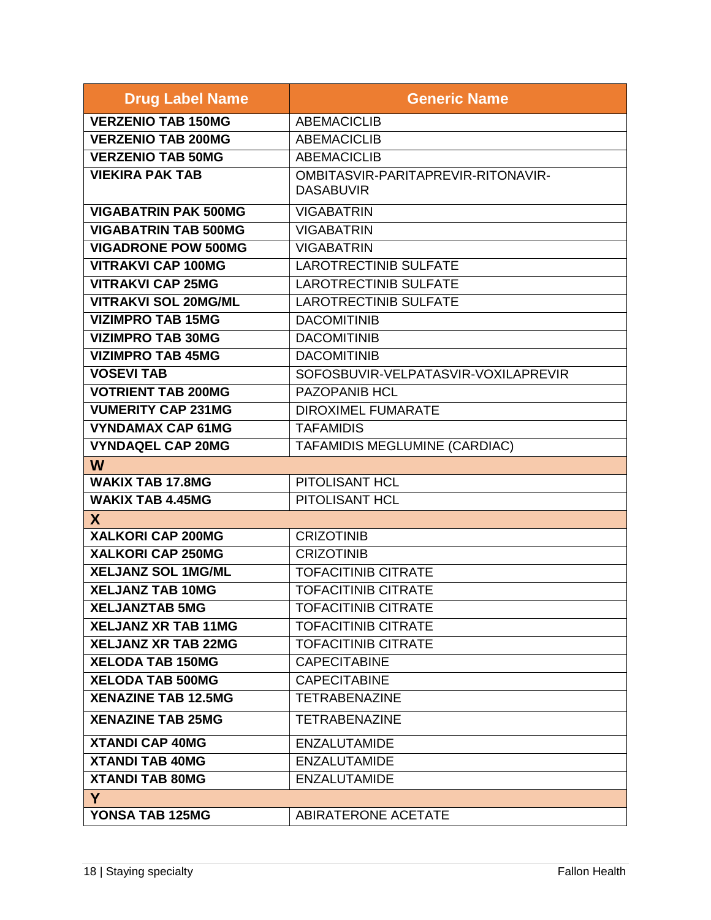| Drug Label Name | Generic Name |
|---|---|
| **VERZENIO TAB 150MG** | ABEMACICLIB |
| **VERZENIO TAB 200MG** | ABEMACICLIB |
| **VERZENIO TAB 50MG** | ABEMACICLIB |
| **VIEKIRA PAK TAB** | OMBITASVIR-PARITAPREVIR-RITONAVIR-DASABUVIR |
| **VIGABATRIN PAK 500MG** | VIGABATRIN |
| **VIGABATRIN TAB 500MG** | VIGABATRIN |
| **VIGADRONE POW 500MG** | VIGABATRIN |
| **VITRAKVI CAP 100MG** | LAROTRECTINIB SULFATE |
| **VITRAKVI CAP 25MG** | LAROTRECTINIB SULFATE |
| **VITRAKVI SOL 20MG/ML** | LAROTRECTINIB SULFATE |
| **VIZIMPRO TAB 15MG** | DACOMITINIB |
| **VIZIMPRO TAB 30MG** | DACOMITINIB |
| **VIZIMPRO TAB 45MG** | DACOMITINIB |
| **VOSEVI TAB** | SOFOSBUVIR-VELPATASVIR-VOXILAPREVIR |
| **VOTRIENT TAB 200MG** | PAZOPANIB HCL |
| **VUMERITY CAP 231MG** | DIROXIMEL FUMARATE |
| **VYNDAMAX CAP 61MG** | TAFAMIDIS |
| **VYNDAQEL CAP 20MG** | TAFAMIDIS MEGLUMINE (CARDIAC) |
| **W** | |
| **WAKIX TAB 17.8MG** | PITOLISANT HCL |
| **WAKIX TAB 4.45MG** | PITOLISANT HCL |
| **X** | |
| **XALKORI CAP 200MG** | CRIZOTINIB |
| **XALKORI CAP 250MG** | CRIZOTINIB |
| **XELJANZ SOL 1MG/ML** | TOFACITINIB CITRATE |
| **XELJANZ TAB 10MG** | TOFACITINIB CITRATE |
| **XELJANZTAB 5MG** | TOFACITINIB CITRATE |
| **XELJANZ XR TAB 11MG** | TOFACITINIB CITRATE |
| **XELJANZ XR TAB 22MG** | TOFACITINIB CITRATE |
| **XELODA TAB 150MG** | CAPECITABINE |
| **XELODA TAB 500MG** | CAPECITABINE |
| **XENAZINE TAB 12.5MG** | TETRABENAZINE |
| **XENAZINE TAB 25MG** | TETRABENAZINE |
| **XTANDI CAP 40MG** | ENZALUTAMIDE |
| **XTANDI TAB 40MG** | ENZALUTAMIDE |
| **XTANDI TAB 80MG** | ENZALUTAMIDE |
| **Y** | |
| **YONSA TAB 125MG** | ABIRATERONE ACETATE |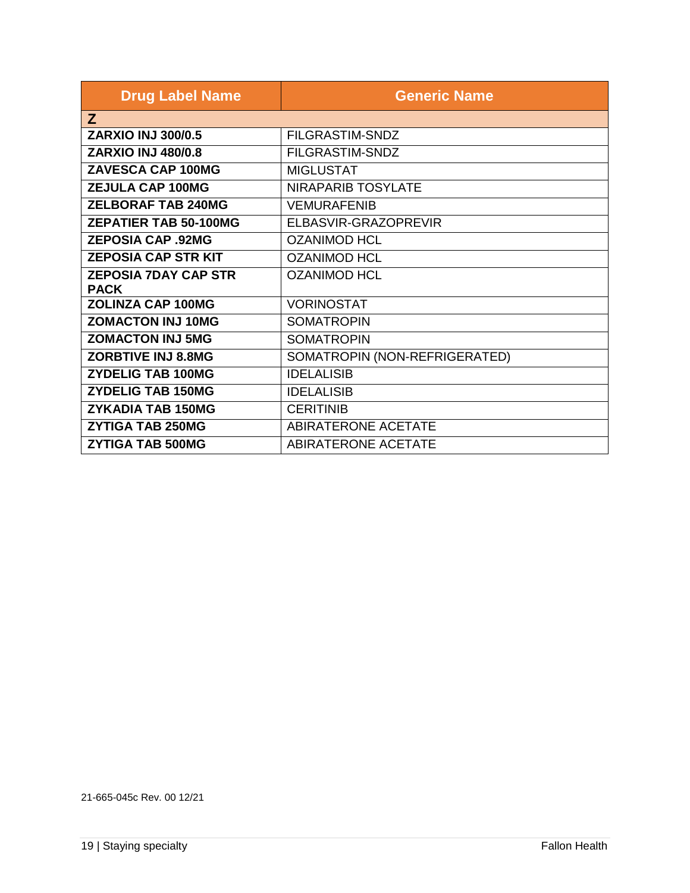| Drug Label Name | Generic Name |
| --- | --- |
| **Z** | |
| **ZARXIO INJ 300/0.5** | FILGRASTIM-SNDZ |
| **ZARXIO INJ 480/0.8** | FILGRASTIM-SNDZ |
| **ZAVESCA CAP 100MG** | MIGLUSTAT |
| **ZEJULA CAP 100MG** | NIRAPARIB TOSYLATE |
| **ZELBORAF TAB 240MG** | VEMURAFENIB |
| **ZEPATIER TAB 50-100MG** | ELBASVIR-GRAZOPREVIR |
| **ZEPOSIA CAP .92MG** | OZANIMOD HCL |
| **ZEPOSIA CAP STR KIT** | OZANIMOD HCL |
| **ZEPOSIA 7DAY CAP STR PACK** | OZANIMOD HCL |
| **ZOLINZA CAP 100MG** | VORINOSTAT |
| **ZOMACTON INJ 10MG** | SOMATROPIN |
| **ZOMACTON INJ 5MG** | SOMATROPIN |
| **ZORBTIVE INJ 8.8MG** | SOMATROPIN (NON-REFRIGERATED) |
| **ZYDELIG TAB 100MG** | IDELALISIB |
| **ZYDELIG TAB 150MG** | IDELALISIB |
| **ZYKADIA TAB 150MG** | CERITINIB |
| **ZYTIGA TAB 250MG** | ABIRATERONE ACETATE |
| **ZYTIGA TAB 500MG** | ABIRATERONE ACETATE |

21-665-045c Rev. 00 12/21